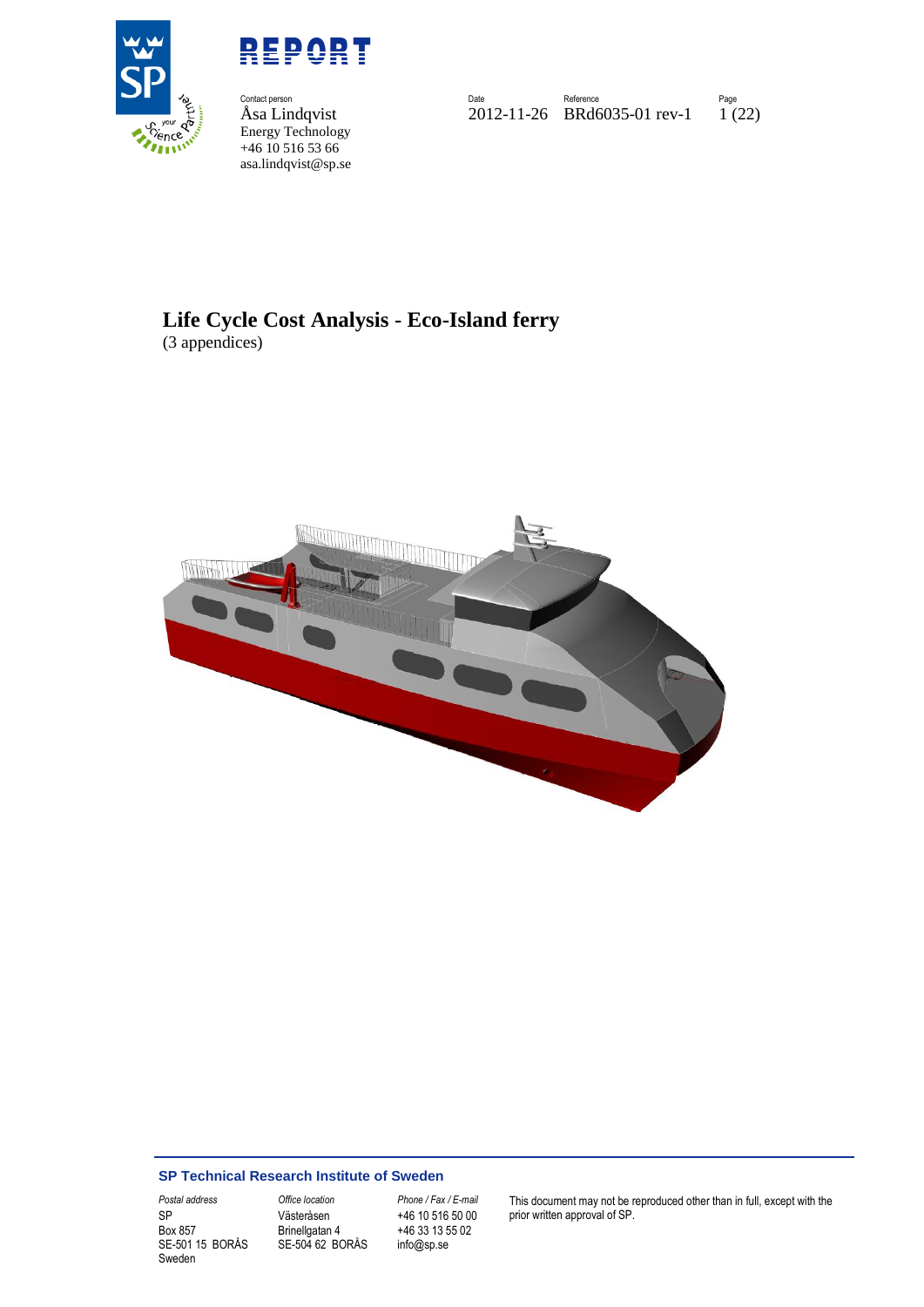# REPORT

Contact person
Åsa Lindqvist
Energy Technology
+46 10 516 53 66
asa.lindqvist@sp.se

Date
2012-11-26

Reference
BRd6035-01 rev-1

Page
1 (22)

## Life Cycle Cost Analysis - Eco-Island ferry

(3 appendices)

**SP Technical Research Institute of Sweden**

| *Postal address* | *Office location* | *Phone / Fax / E-mail* | |
|---|---|---|---|
| SP | Västeråsen | +46 10 516 50 00 | This document may not be reproduced other than in full, except with the prior written approval of SP. |
| Box 857 | Brinellgatan 4 | +46 33 13 55 02 | |
| SE-501 15 BORÅS | SE-504 62 BORÅS | info@sp.se | |
| Sweden | | | |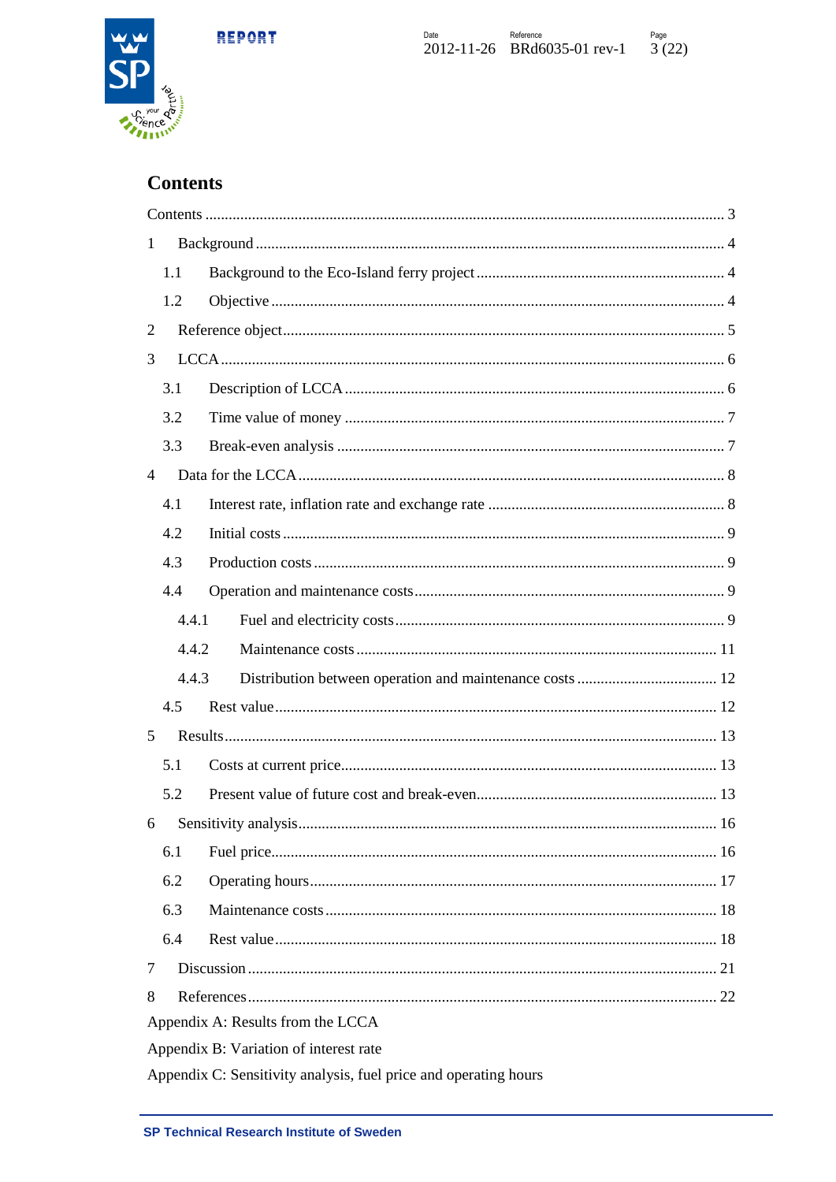# Contents

Contents .................................................................................................................. 3

1 Background .......................................................................................................... 4

- 1.1 Background to the Eco-Island ferry project ............................................................ 4
- 1.2 Objective ............................................................................................................ 4

2 Reference object ...................................................................................................... 5

3 LCCA ...................................................................................................................... 6

- 3.1 Description of LCCA .............................................................................................. 6
- 3.2 Time value of money .............................................................................................. 7
- 3.3 Break-even analysis ................................................................................................ 7

4 Data for the LCCA ...................................................................................................... 8

- 4.1 Interest rate, inflation rate and exchange rate ............................................................ 8
- 4.2 Initial costs ............................................................................................................ 9
- 4.3 Production costs ...................................................................................................... 9
- 4.4 Operation and maintenance costs ............................................................................... 9
  - 4.4.1 Fuel and electricity costs ..................................................................................... 9
  - 4.4.2 Maintenance costs ............................................................................................ 11
  - 4.4.3 Distribution between operation and maintenance costs ........................................... 12
- 4.5 Rest value ............................................................................................................ 12

5 Results .................................................................................................................... 13

- 5.1 Costs at current price ............................................................................................. 13
- 5.2 Present value of future cost and break-even ................................................................ 13

6 Sensitivity analysis .................................................................................................... 16

- 6.1 Fuel price .............................................................................................................. 16
- 6.2 Operating hours ...................................................................................................... 17
- 6.3 Maintenance costs .................................................................................................. 18
- 6.4 Rest value ............................................................................................................. 18

7 Discussion ................................................................................................................. 21

8 References ................................................................................................................. 22

Appendix A: Results from the LCCA

Appendix B: Variation of interest rate

Appendix C: Sensitivity analysis, fuel price and operating hours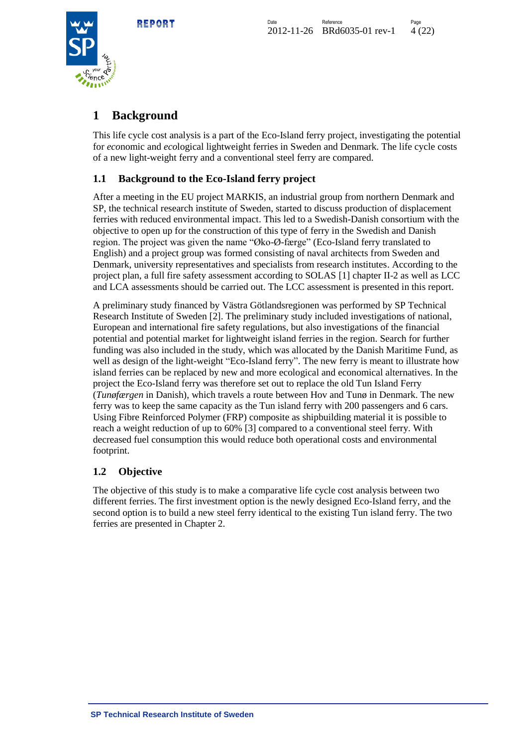# 1 Background

This life cycle cost analysis is a part of the Eco-Island ferry project, investigating the potential for *eco*nomic and *eco*logical lightweight ferries in Sweden and Denmark. The life cycle costs of a new light-weight ferry and a conventional steel ferry are compared.

## 1.1 Background to the Eco-Island ferry project

After a meeting in the EU project MARKIS, an industrial group from northern Denmark and SP, the technical research institute of Sweden, started to discuss production of displacement ferries with reduced environmental impact. This led to a Swedish-Danish consortium with the objective to open up for the construction of this type of ferry in the Swedish and Danish region. The project was given the name "Øko-Ø-færge" (Eco-Island ferry translated to English) and a project group was formed consisting of naval architects from Sweden and Denmark, university representatives and specialists from research institutes. According to the project plan, a full fire safety assessment according to SOLAS [1] chapter II-2 as well as LCC and LCA assessments should be carried out. The LCC assessment is presented in this report.

A preliminary study financed by Västra Götlandsregionen was performed by SP Technical Research Institute of Sweden [2]. The preliminary study included investigations of national, European and international fire safety regulations, but also investigations of the financial potential and potential market for lightweight island ferries in the region. Search for further funding was also included in the study, which was allocated by the Danish Maritime Fund, as well as design of the light-weight "Eco-Island ferry". The new ferry is meant to illustrate how island ferries can be replaced by new and more ecological and economical alternatives. In the project the Eco-Island ferry was therefore set out to replace the old Tun Island Ferry (*Tunøfærgen* in Danish), which travels a route between Hov and Tunø in Denmark. The new ferry was to keep the same capacity as the Tun island ferry with 200 passengers and 6 cars. Using Fibre Reinforced Polymer (FRP) composite as shipbuilding material it is possible to reach a weight reduction of up to 60% [3] compared to a conventional steel ferry. With decreased fuel consumption this would reduce both operational costs and environmental footprint.

## 1.2 Objective

The objective of this study is to make a comparative life cycle cost analysis between two different ferries. The first investment option is the newly designed Eco-Island ferry, and the second option is to build a new steel ferry identical to the existing Tun island ferry. The two ferries are presented in Chapter 2.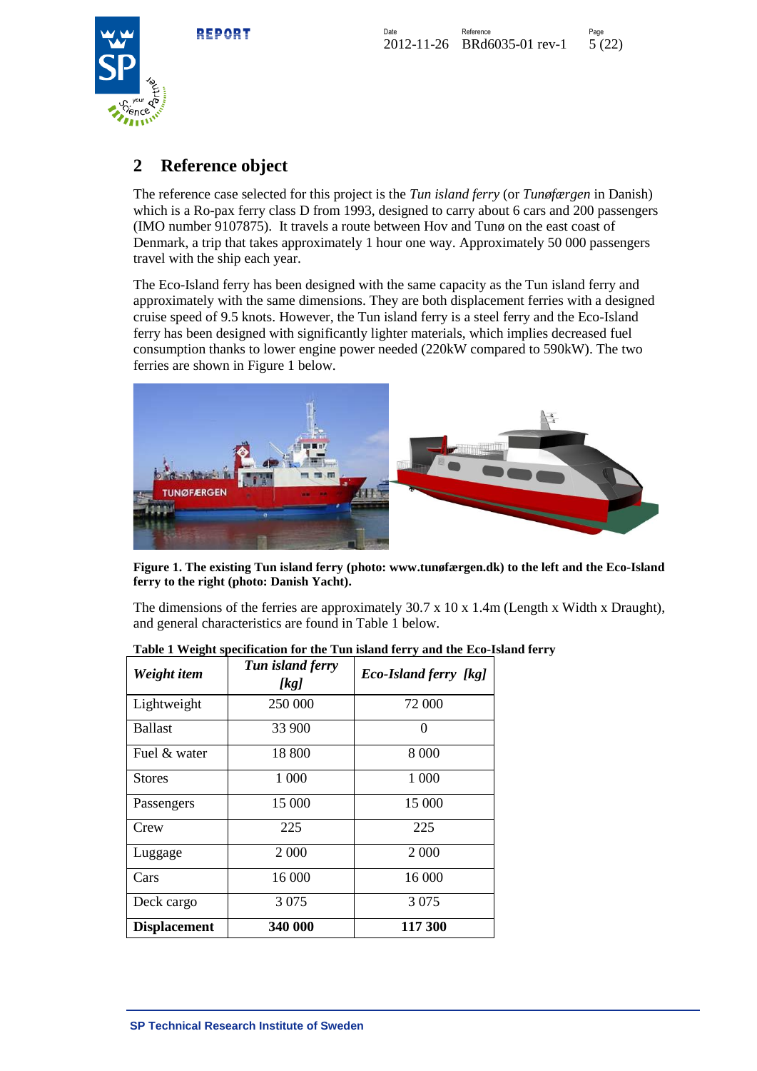## 2 Reference object

The reference case selected for this project is the *Tun island ferry* (or *Tunøfærgen* in Danish) which is a Ro-pax ferry class D from 1993, designed to carry about 6 cars and 200 passengers (IMO number 9107875). It travels a route between Hov and Tunø on the east coast of Denmark, a trip that takes approximately 1 hour one way. Approximately 50 000 passengers travel with the ship each year.

The Eco-Island ferry has been designed with the same capacity as the Tun island ferry and approximately with the same dimensions. They are both displacement ferries with a designed cruise speed of 9.5 knots. However, the Tun island ferry is a steel ferry and the Eco-Island ferry has been designed with significantly lighter materials, which implies decreased fuel consumption thanks to lower engine power needed (220kW compared to 590kW). The two ferries are shown in Figure 1 below.

**Figure 1. The existing Tun island ferry (photo: www.tunøfærgen.dk) to the left and the Eco-Island ferry to the right (photo: Danish Yacht).**

The dimensions of the ferries are approximately 30.7 x 10 x 1.4m (Length x Width x Draught), and general characteristics are found in Table 1 below.

**Table 1 Weight specification for the Tun island ferry and the Eco-Island ferry**

| *Weight item* | *Tun island ferry [kg]* | *Eco-Island ferry [kg]* |
|---|---|---|
| Lightweight | 250 000 | 72 000 |
| Ballast | 33 900 | 0 |
| Fuel & water | 18 800 | 8 000 |
| Stores | 1 000 | 1 000 |
| Passengers | 15 000 | 15 000 |
| Crew | 225 | 225 |
| Luggage | 2 000 | 2 000 |
| Cars | 16 000 | 16 000 |
| Deck cargo | 3 075 | 3 075 |
| **Displacement** | **340 000** | **117 300** |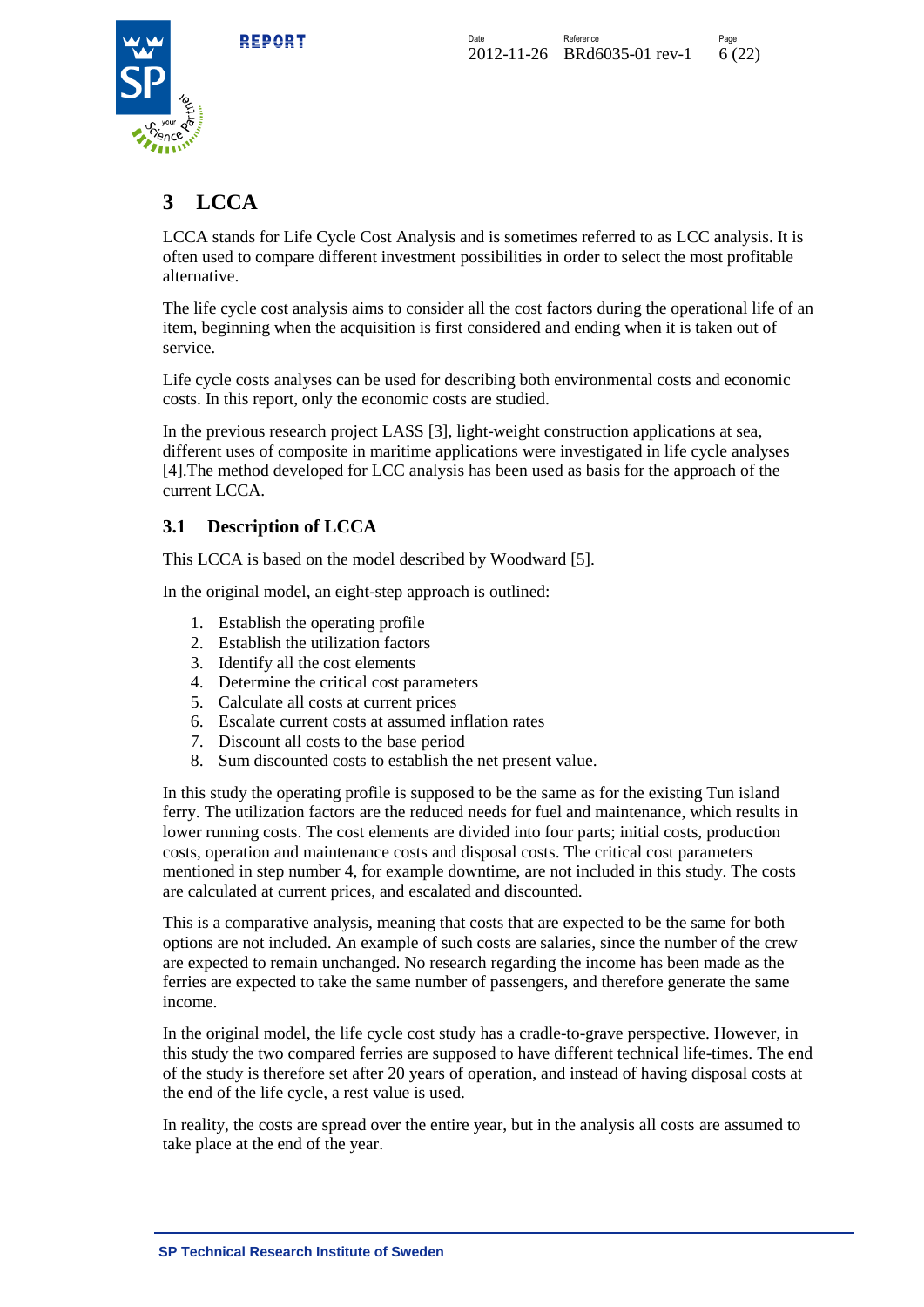# 3 LCCA

LCCA stands for Life Cycle Cost Analysis and is sometimes referred to as LCC analysis. It is often used to compare different investment possibilities in order to select the most profitable alternative.

The life cycle cost analysis aims to consider all the cost factors during the operational life of an item, beginning when the acquisition is first considered and ending when it is taken out of service.

Life cycle costs analyses can be used for describing both environmental costs and economic costs. In this report, only the economic costs are studied.

In the previous research project LASS [3], light-weight construction applications at sea, different uses of composite in maritime applications were investigated in life cycle analyses [4].The method developed for LCC analysis has been used as basis for the approach of the current LCCA.

## 3.1 Description of LCCA

This LCCA is based on the model described by Woodward [5].

In the original model, an eight-step approach is outlined:

1. Establish the operating profile
2. Establish the utilization factors
3. Identify all the cost elements
4. Determine the critical cost parameters
5. Calculate all costs at current prices
6. Escalate current costs at assumed inflation rates
7. Discount all costs to the base period
8. Sum discounted costs to establish the net present value.

In this study the operating profile is supposed to be the same as for the existing Tun island ferry. The utilization factors are the reduced needs for fuel and maintenance, which results in lower running costs. The cost elements are divided into four parts; initial costs, production costs, operation and maintenance costs and disposal costs. The critical cost parameters mentioned in step number 4, for example downtime, are not included in this study. The costs are calculated at current prices, and escalated and discounted.

This is a comparative analysis, meaning that costs that are expected to be the same for both options are not included. An example of such costs are salaries, since the number of the crew are expected to remain unchanged. No research regarding the income has been made as the ferries are expected to take the same number of passengers, and therefore generate the same income.

In the original model, the life cycle cost study has a cradle-to-grave perspective. However, in this study the two compared ferries are supposed to have different technical life-times. The end of the study is therefore set after 20 years of operation, and instead of having disposal costs at the end of the life cycle, a rest value is used.

In reality, the costs are spread over the entire year, but in the analysis all costs are assumed to take place at the end of the year.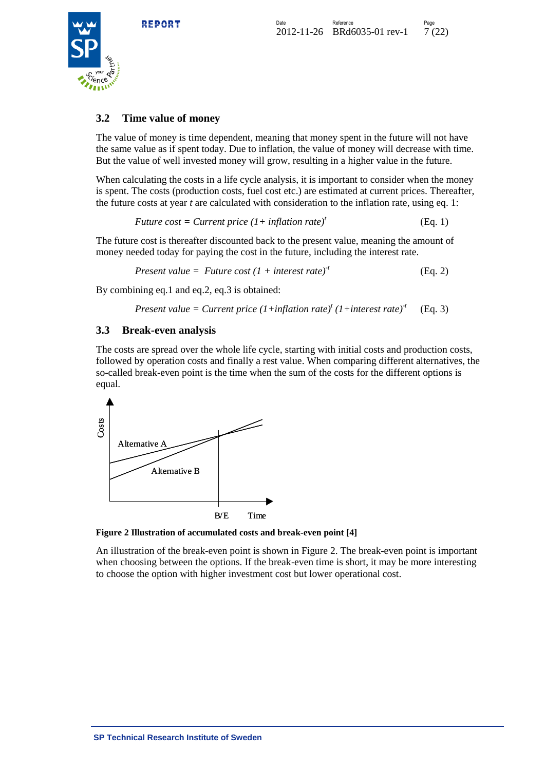## 3.2 Time value of money

The value of money is time dependent, meaning that money spent in the future will not have the same value as if spent today. Due to inflation, the value of money will decrease with time. But the value of well invested money will grow, resulting in a higher value in the future.

When calculating the costs in a life cycle analysis, it is important to consider when the money is spent. The costs (production costs, fuel cost etc.) are estimated at current prices. Thereafter, the future costs at year *t* are calculated with consideration to the inflation rate, using eq. 1:

$$\textit{Future cost} = \textit{Current price}\ (1 + \textit{inflation rate})^{t} \qquad \text{(Eq. 1)}$$

The future cost is thereafter discounted back to the present value, meaning the amount of money needed today for paying the cost in the future, including the interest rate.

$$\textit{Present value} = \textit{Future cost}\ (1 + \textit{interest rate})^{-t} \qquad \text{(Eq. 2)}$$

By combining eq.1 and eq.2, eq.3 is obtained:

$$\textit{Present value} = \textit{Current price}\ (1+\textit{inflation rate})^{t}\ (1+\textit{interest rate})^{-t} \qquad \text{(Eq. 3)}$$

## 3.3 Break-even analysis

The costs are spread over the whole life cycle, starting with initial costs and production costs, followed by operation costs and finally a rest value. When comparing different alternatives, the so-called break-even point is the time when the sum of the costs for the different options is equal.

Costs

Alternative A

Alternative B

B/E Time

**Figure 2 Illustration of accumulated costs and break-even point [4]**

An illustration of the break-even point is shown in Figure 2. The break-even point is important when choosing between the options. If the break-even time is short, it may be more interesting to choose the option with higher investment cost but lower operational cost.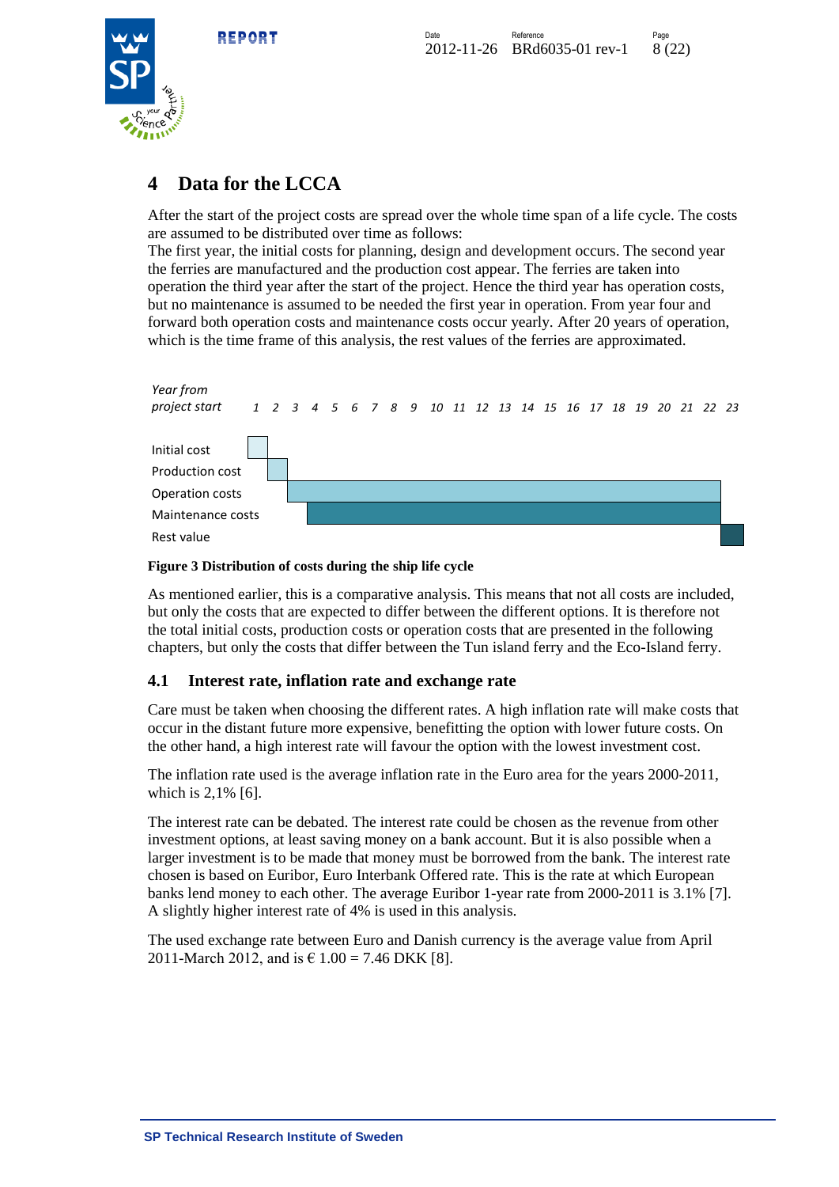# 4 Data for the LCCA

After the start of the project costs are spread over the whole time span of a life cycle. The costs are assumed to be distributed over time as follows:
The first year, the initial costs for planning, design and development occurs. The second year the ferries are manufactured and the production cost appear. The ferries are taken into operation the third year after the start of the project. Hence the third year has operation costs, but no maintenance is assumed to be needed the first year in operation. From year four and forward both operation costs and maintenance costs occur yearly. After 20 years of operation, which is the time frame of this analysis, the rest values of the ferries are approximated.

| *Year from project start* | 1 | 2 | 3 | 4 | 5 | 6 | 7 | 8 | 9 | 10 | 11 | 12 | 13 | 14 | 15 | 16 | 17 | 18 | 19 | 20 | 21 | 22 | 23 |
|---|---|---|---|---|---|---|---|---|---|---|---|---|---|---|---|---|---|---|---|---|---|---|---|
| Initial cost | ■ | | | | | | | | | | | | | | | | | | | | | | |
| Production cost | | ■ | | | | | | | | | | | | | | | | | | | | | |
| Operation costs | | | ■ | ■ | ■ | ■ | ■ | ■ | ■ | ■ | ■ | ■ | ■ | ■ | ■ | ■ | ■ | ■ | ■ | ■ | ■ | ■ | |
| Maintenance costs | | | | ■ | ■ | ■ | ■ | ■ | ■ | ■ | ■ | ■ | ■ | ■ | ■ | ■ | ■ | ■ | ■ | ■ | ■ | ■ | |
| Rest value | | | | | | | | | | | | | | | | | | | | | | | ■ |

**Figure 3 Distribution of costs during the ship life cycle**

As mentioned earlier, this is a comparative analysis. This means that not all costs are included, but only the costs that are expected to differ between the different options. It is therefore not the total initial costs, production costs or operation costs that are presented in the following chapters, but only the costs that differ between the Tun island ferry and the Eco-Island ferry.

## 4.1 Interest rate, inflation rate and exchange rate

Care must be taken when choosing the different rates. A high inflation rate will make costs that occur in the distant future more expensive, benefitting the option with lower future costs. On the other hand, a high interest rate will favour the option with the lowest investment cost.

The inflation rate used is the average inflation rate in the Euro area for the years 2000-2011, which is 2,1% [6].

The interest rate can be debated. The interest rate could be chosen as the revenue from other investment options, at least saving money on a bank account. But it is also possible when a larger investment is to be made that money must be borrowed from the bank. The interest rate chosen is based on Euribor, Euro Interbank Offered rate. This is the rate at which European banks lend money to each other. The average Euribor 1-year rate from 2000-2011 is 3.1% [7]. A slightly higher interest rate of 4% is used in this analysis.

The used exchange rate between Euro and Danish currency is the average value from April 2011-March 2012, and is € 1.00 = 7.46 DKK [8].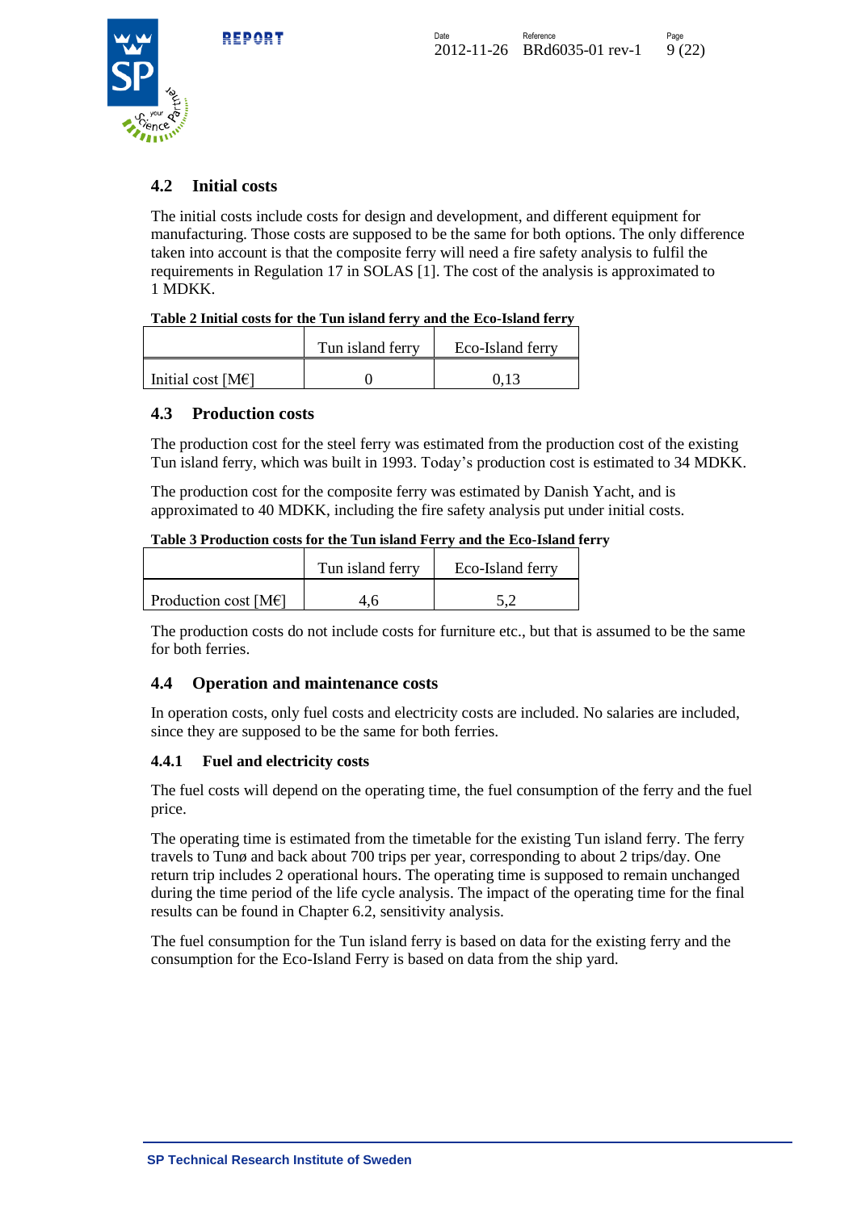## 4.2 Initial costs

The initial costs include costs for design and development, and different equipment for manufacturing. Those costs are supposed to be the same for both options. The only difference taken into account is that the composite ferry will need a fire safety analysis to fulfil the requirements in Regulation 17 in SOLAS [1]. The cost of the analysis is approximated to 1 MDKK.

**Table 2 Initial costs for the Tun island ferry and the Eco-Island ferry**

| | Tun island ferry | Eco-Island ferry |
|---|---|---|
| Initial cost [M€] | 0 | 0,13 |

## 4.3 Production costs

The production cost for the steel ferry was estimated from the production cost of the existing Tun island ferry, which was built in 1993. Today's production cost is estimated to 34 MDKK.

The production cost for the composite ferry was estimated by Danish Yacht, and is approximated to 40 MDKK, including the fire safety analysis put under initial costs.

**Table 3 Production costs for the Tun island Ferry and the Eco-Island ferry**

| | Tun island ferry | Eco-Island ferry |
|---|---|---|
| Production cost [M€] | 4,6 | 5,2 |

The production costs do not include costs for furniture etc., but that is assumed to be the same for both ferries.

## 4.4 Operation and maintenance costs

In operation costs, only fuel costs and electricity costs are included. No salaries are included, since they are supposed to be the same for both ferries.

### 4.4.1 Fuel and electricity costs

The fuel costs will depend on the operating time, the fuel consumption of the ferry and the fuel price.

The operating time is estimated from the timetable for the existing Tun island ferry. The ferry travels to Tunø and back about 700 trips per year, corresponding to about 2 trips/day. One return trip includes 2 operational hours. The operating time is supposed to remain unchanged during the time period of the life cycle analysis. The impact of the operating time for the final results can be found in Chapter 6.2, sensitivity analysis.

The fuel consumption for the Tun island ferry is based on data for the existing ferry and the consumption for the Eco-Island Ferry is based on data from the ship yard.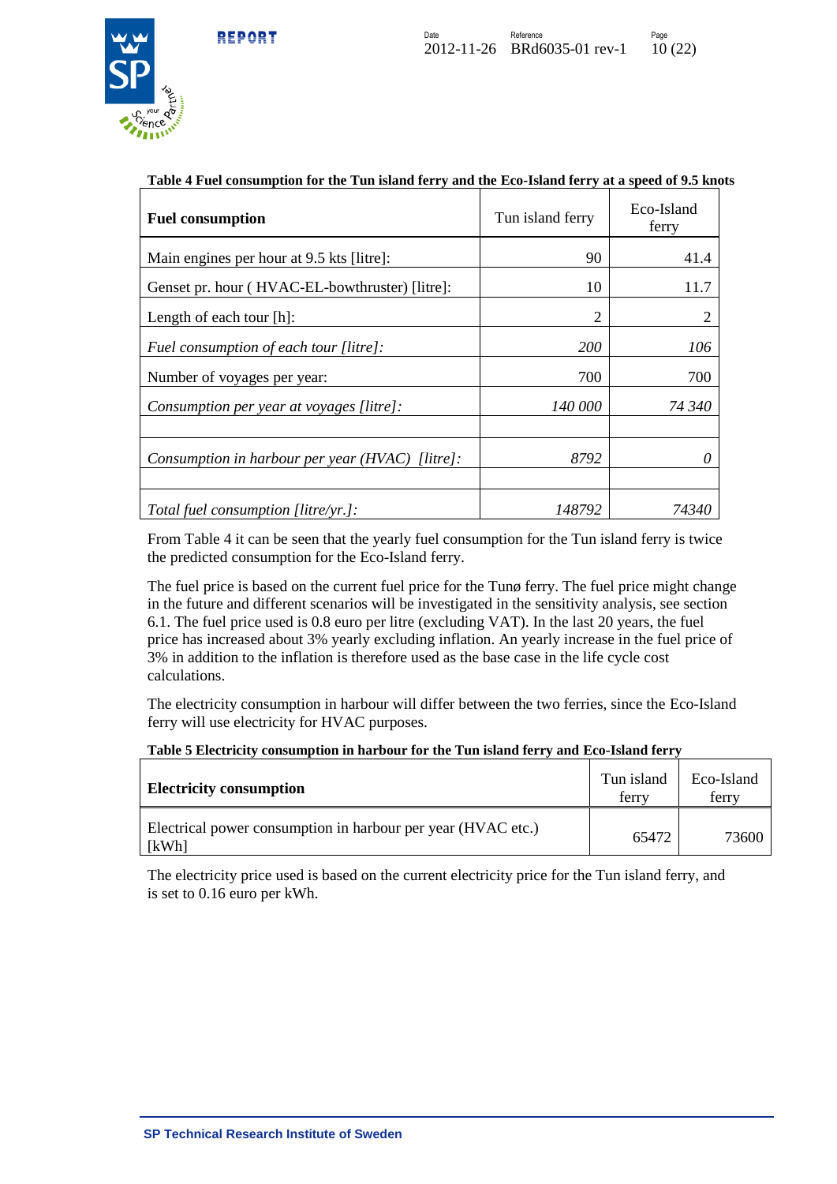**Table 4 Fuel consumption for the Tun island ferry and the Eco-Island ferry at a speed of 9.5 knots**

| **Fuel consumption** | Tun island ferry | Eco-Island ferry |
|---|---|---|
| Main engines per hour at 9.5 kts [litre]: | 90 | 41.4 |
| Genset pr. hour ( HVAC-EL-bowthruster) [litre]: | 10 | 11.7 |
| Length of each tour [h]: | 2 | 2 |
| *Fuel consumption of each tour [litre]:* | *200* | *106* |
| Number of voyages per year: | 700 | 700 |
| *Consumption per year at voyages [litre]:* | *140 000* | *74 340* |
| | | |
| *Consumption in harbour per year (HVAC) [litre]:* | *8792* | *0* |
| | | |
| *Total fuel consumption [litre/yr.]:* | *148792* | *74340* |

From Table 4 it can be seen that the yearly fuel consumption for the Tun island ferry is twice the predicted consumption for the Eco-Island ferry.

The fuel price is based on the current fuel price for the Tunø ferry. The fuel price might change in the future and different scenarios will be investigated in the sensitivity analysis, see section 6.1. The fuel price used is 0.8 euro per litre (excluding VAT). In the last 20 years, the fuel price has increased about 3% yearly excluding inflation. An yearly increase in the fuel price of 3% in addition to the inflation is therefore used as the base case in the life cycle cost calculations.

The electricity consumption in harbour will differ between the two ferries, since the Eco-Island ferry will use electricity for HVAC purposes.

**Table 5 Electricity consumption in harbour for the Tun island ferry and Eco-Island ferry**

| **Electricity consumption** | Tun island ferry | Eco-Island ferry |
|---|---|---|
| Electrical power consumption in harbour per year (HVAC etc.) [kWh] | 65472 | 73600 |

The electricity price used is based on the current electricity price for the Tun island ferry, and is set to 0.16 euro per kWh.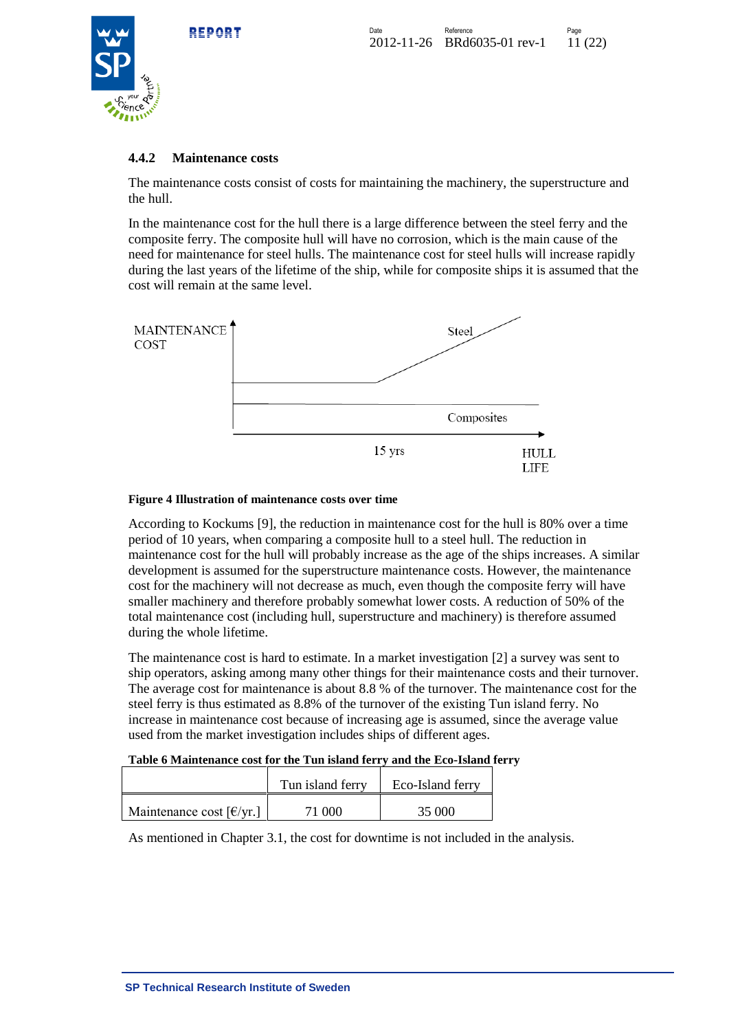#### 4.4.2 Maintenance costs

The maintenance costs consist of costs for maintaining the machinery, the superstructure and the hull.

In the maintenance cost for the hull there is a large difference between the steel ferry and the composite ferry. The composite hull will have no corrosion, which is the main cause of the need for maintenance for steel hulls. The maintenance cost for steel hulls will increase rapidly during the last years of the lifetime of the ship, while for composite ships it is assumed that the cost will remain at the same level.

MAINTENANCE COST

Steel

Composites

15 yrs

HULL LIFE

**Figure 4 Illustration of maintenance costs over time**

According to Kockums [9], the reduction in maintenance cost for the hull is 80% over a time period of 10 years, when comparing a composite hull to a steel hull. The reduction in maintenance cost for the hull will probably increase as the age of the ships increases. A similar development is assumed for the superstructure maintenance costs. However, the maintenance cost for the machinery will not decrease as much, even though the composite ferry will have smaller machinery and therefore probably somewhat lower costs. A reduction of 50% of the total maintenance cost (including hull, superstructure and machinery) is therefore assumed during the whole lifetime.

The maintenance cost is hard to estimate. In a market investigation [2] a survey was sent to ship operators, asking among many other things for their maintenance costs and their turnover. The average cost for maintenance is about 8.8 % of the turnover. The maintenance cost for the steel ferry is thus estimated as 8.8% of the turnover of the existing Tun island ferry. No increase in maintenance cost because of increasing age is assumed, since the average value used from the market investigation includes ships of different ages.

**Table 6 Maintenance cost for the Tun island ferry and the Eco-Island ferry**

| | Tun island ferry | Eco-Island ferry |
|---|---|---|
| Maintenance cost [€/yr.] | 71 000 | 35 000 |

As mentioned in Chapter 3.1, the cost for downtime is not included in the analysis.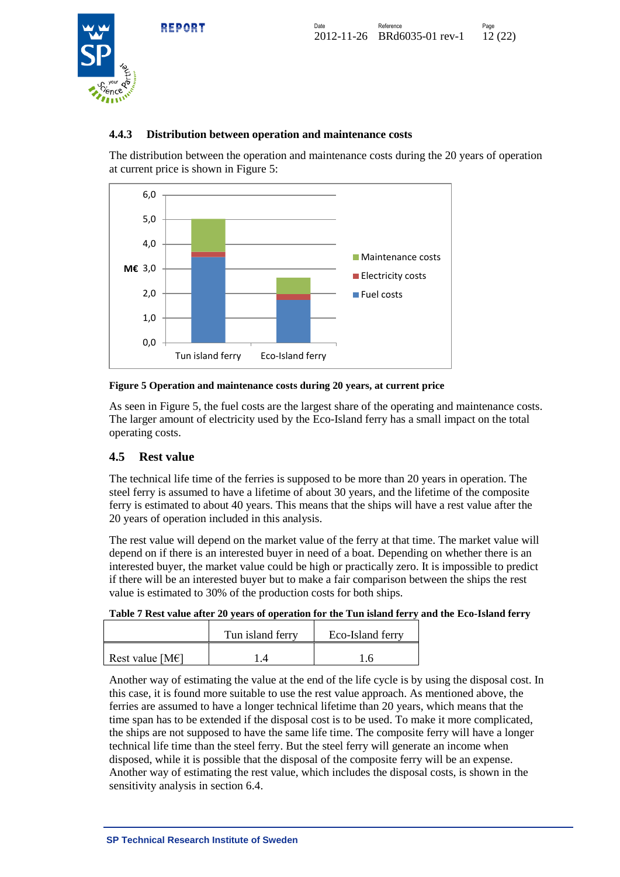### 4.4.3 Distribution between operation and maintenance costs

The distribution between the operation and maintenance costs during the 20 years of operation at current price is shown in Figure 5:

**Figure 5 Operation and maintenance costs during 20 years, at current price**

As seen in Figure 5, the fuel costs are the largest share of the operating and maintenance costs. The larger amount of electricity used by the Eco-Island ferry has a small impact on the total operating costs.

## 4.5 Rest value

The technical life time of the ferries is supposed to be more than 20 years in operation. The steel ferry is assumed to have a lifetime of about 30 years, and the lifetime of the composite ferry is estimated to about 40 years. This means that the ships will have a rest value after the 20 years of operation included in this analysis.

The rest value will depend on the market value of the ferry at that time. The market value will depend on if there is an interested buyer in need of a boat. Depending on whether there is an interested buyer, the market value could be high or practically zero. It is impossible to predict if there will be an interested buyer but to make a fair comparison between the ships the rest value is estimated to 30% of the production costs for both ships.

**Table 7 Rest value after 20 years of operation for the Tun island ferry and the Eco-Island ferry**

| | Tun island ferry | Eco-Island ferry |
|---|---|---|
| Rest value [M€] | 1.4 | 1.6 |

Another way of estimating the value at the end of the life cycle is by using the disposal cost. In this case, it is found more suitable to use the rest value approach. As mentioned above, the ferries are assumed to have a longer technical lifetime than 20 years, which means that the time span has to be extended if the disposal cost is to be used. To make it more complicated, the ships are not supposed to have the same life time. The composite ferry will have a longer technical life time than the steel ferry. But the steel ferry will generate an income when disposed, while it is possible that the disposal of the composite ferry will be an expense. Another way of estimating the rest value, which includes the disposal costs, is shown in the sensitivity analysis in section 6.4.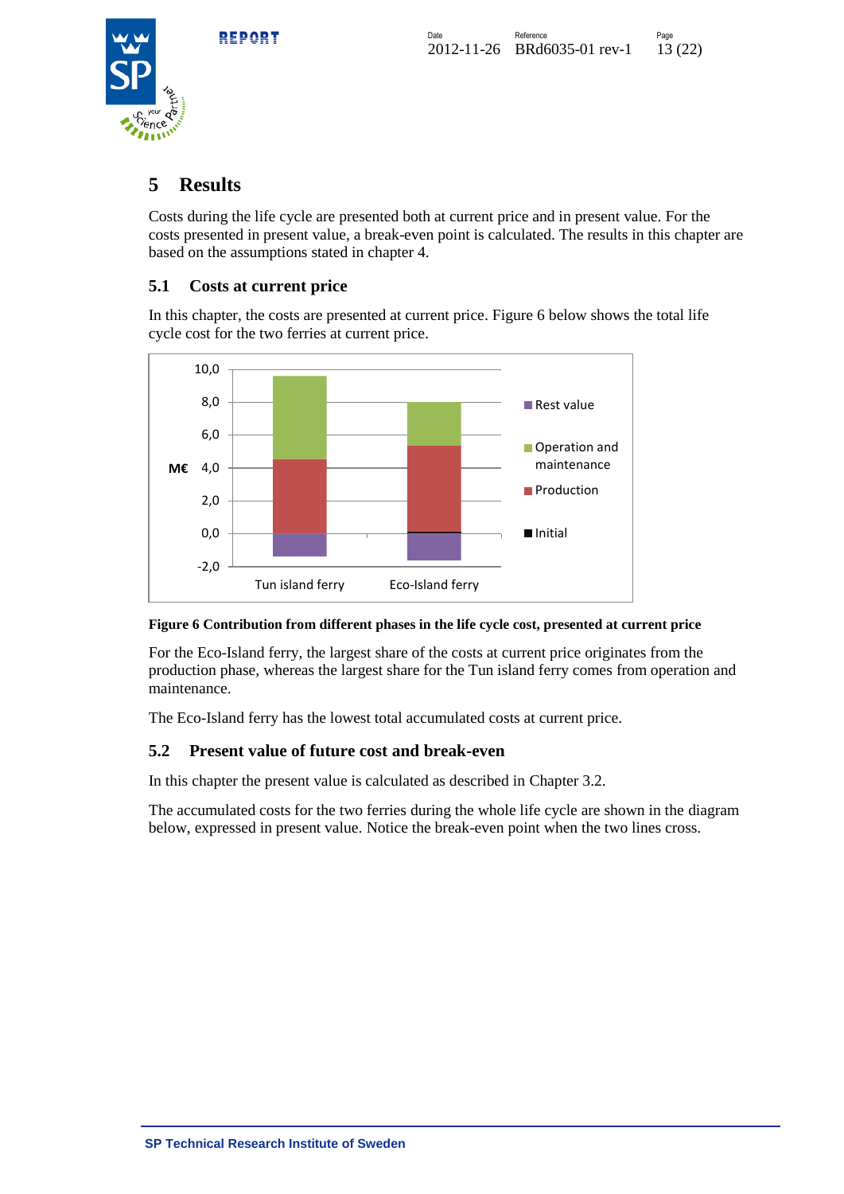# 5 Results

Costs during the life cycle are presented both at current price and in present value. For the costs presented in present value, a break-even point is calculated. The results in this chapter are based on the assumptions stated in chapter 4.

## 5.1 Costs at current price

In this chapter, the costs are presented at current price. Figure 6 below shows the total life cycle cost for the two ferries at current price.

**Figure 6 Contribution from different phases in the life cycle cost, presented at current price**

For the Eco-Island ferry, the largest share of the costs at current price originates from the production phase, whereas the largest share for the Tun island ferry comes from operation and maintenance.

The Eco-Island ferry has the lowest total accumulated costs at current price.

## 5.2 Present value of future cost and break-even

In this chapter the present value is calculated as described in Chapter 3.2.

The accumulated costs for the two ferries during the whole life cycle are shown in the diagram below, expressed in present value. Notice the break-even point when the two lines cross.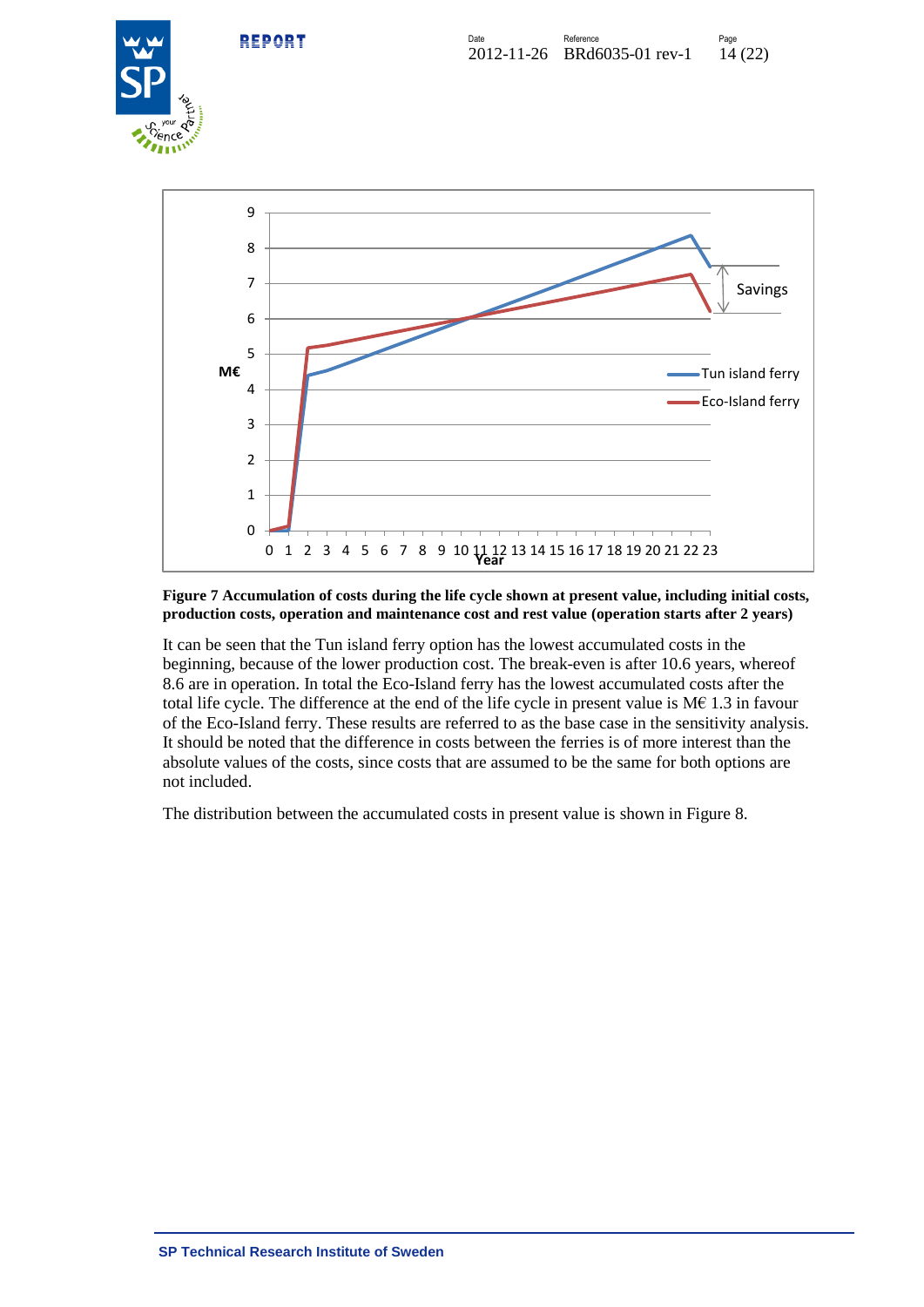**Figure 7 Accumulation of costs during the life cycle shown at present value, including initial costs, production costs, operation and maintenance cost and rest value (operation starts after 2 years)**

It can be seen that the Tun island ferry option has the lowest accumulated costs in the beginning, because of the lower production cost. The break-even is after 10.6 years, whereof 8.6 are in operation. In total the Eco-Island ferry has the lowest accumulated costs after the total life cycle. The difference at the end of the life cycle in present value is M€ 1.3 in favour of the Eco-Island ferry. These results are referred to as the base case in the sensitivity analysis. It should be noted that the difference in costs between the ferries is of more interest than the absolute values of the costs, since costs that are assumed to be the same for both options are not included.

The distribution between the accumulated costs in present value is shown in Figure 8.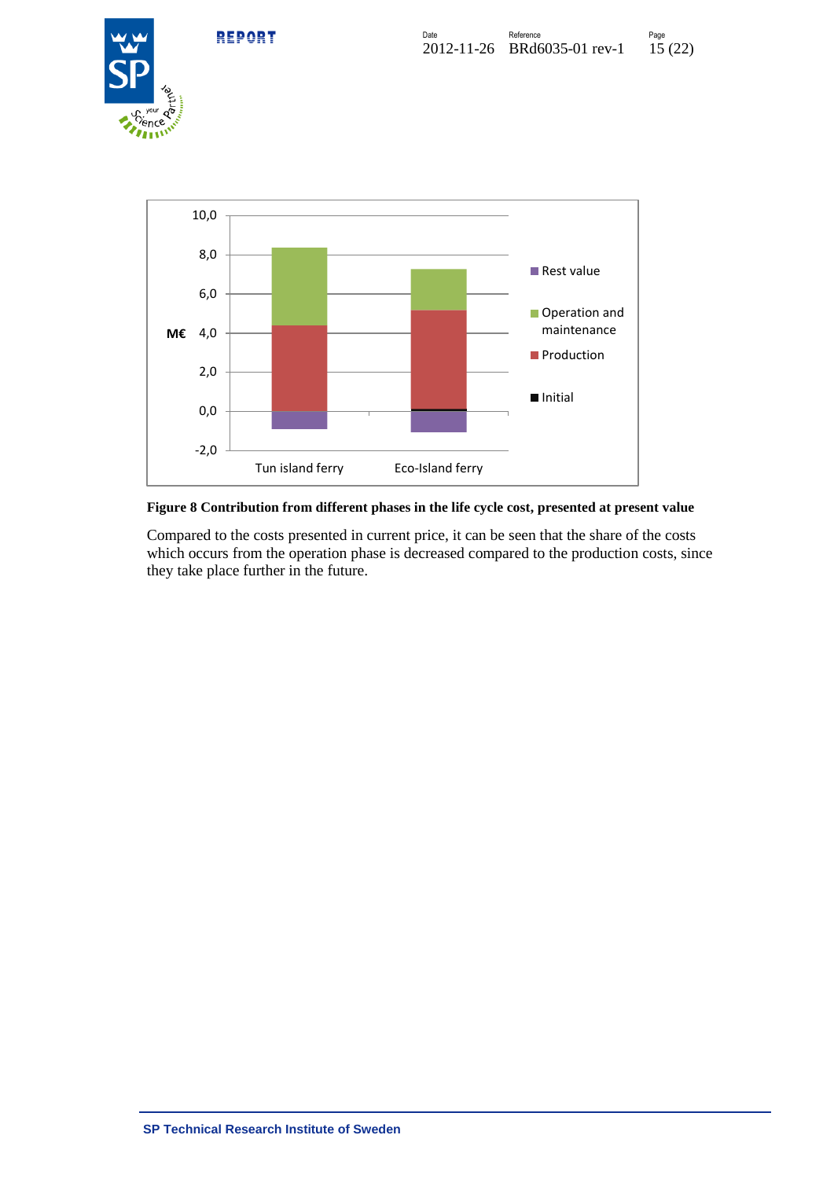**Figure 8 Contribution from different phases in the life cycle cost, presented at present value**

Compared to the costs presented in current price, it can be seen that the share of the costs which occurs from the operation phase is decreased compared to the production costs, since they take place further in the future.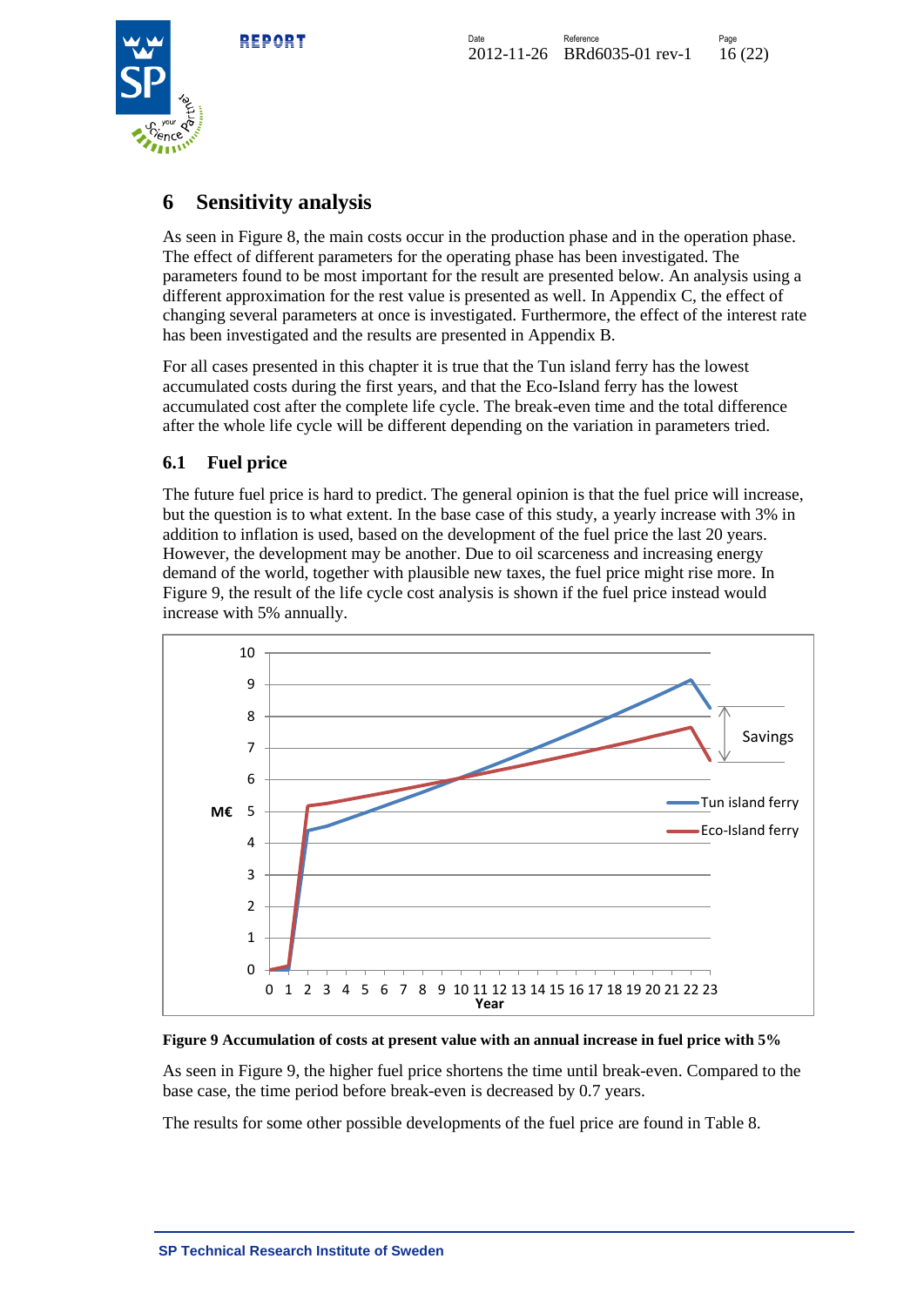# 6 Sensitivity analysis

As seen in Figure 8, the main costs occur in the production phase and in the operation phase. The effect of different parameters for the operating phase has been investigated. The parameters found to be most important for the result are presented below. An analysis using a different approximation for the rest value is presented as well. In Appendix C, the effect of changing several parameters at once is investigated. Furthermore, the effect of the interest rate has been investigated and the results are presented in Appendix B.

For all cases presented in this chapter it is true that the Tun island ferry has the lowest accumulated costs during the first years, and that the Eco-Island ferry has the lowest accumulated cost after the complete life cycle. The break-even time and the total difference after the whole life cycle will be different depending on the variation in parameters tried.

## 6.1 Fuel price

The future fuel price is hard to predict. The general opinion is that the fuel price will increase, but the question is to what extent. In the base case of this study, a yearly increase with 3% in addition to inflation is used, based on the development of the fuel price the last 20 years. However, the development may be another. Due to oil scarceness and increasing energy demand of the world, together with plausible new taxes, the fuel price might rise more. In Figure 9, the result of the life cycle cost analysis is shown if the fuel price instead would increase with 5% annually.

**Figure 9 Accumulation of costs at present value with an annual increase in fuel price with 5%**

As seen in Figure 9, the higher fuel price shortens the time until break-even. Compared to the base case, the time period before break-even is decreased by 0.7 years.

The results for some other possible developments of the fuel price are found in Table 8.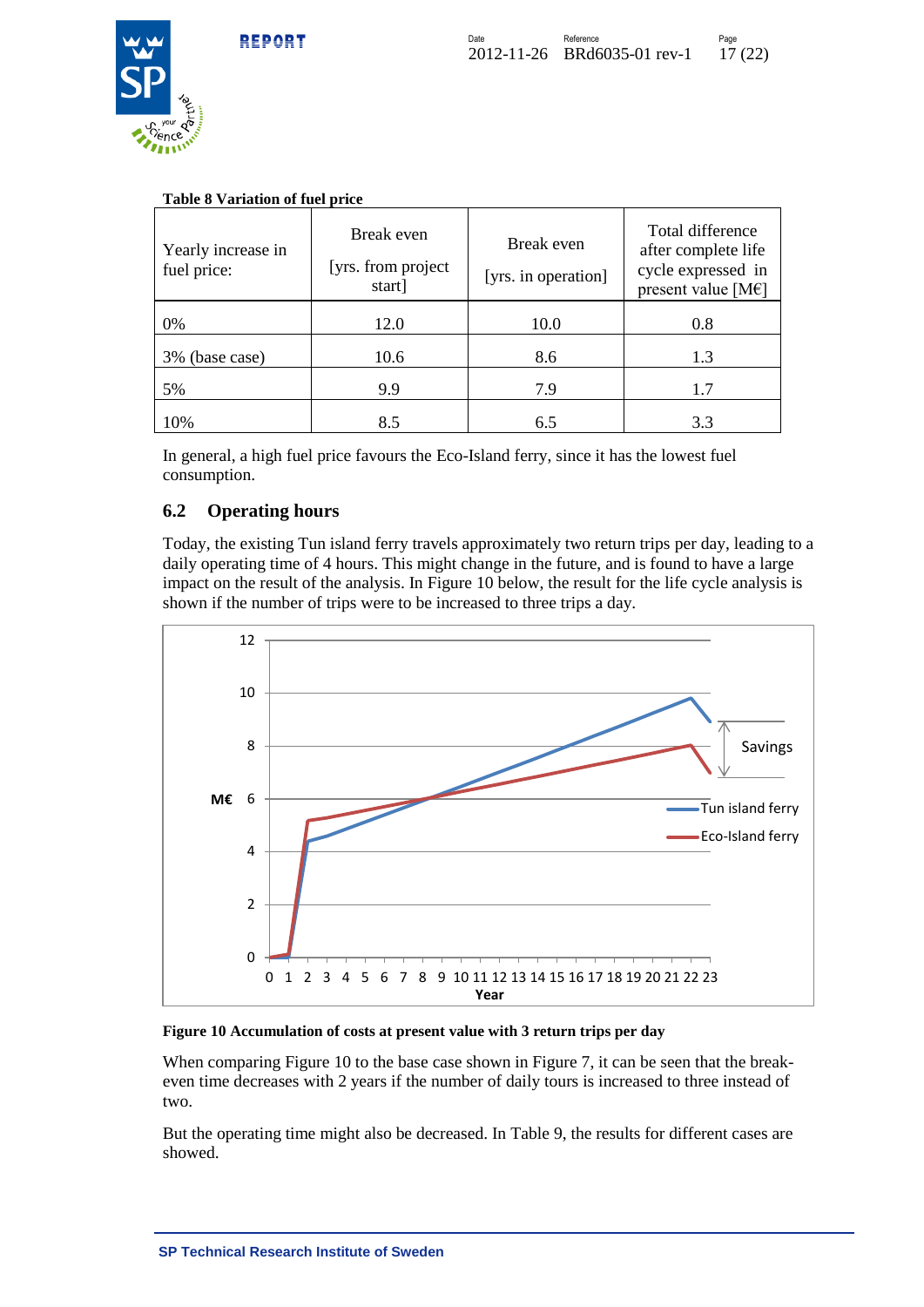**Table 8 Variation of fuel price**

| Yearly increase in fuel price: | Break even [yrs. from project start] | Break even [yrs. in operation] | Total difference after complete life cycle expressed in present value [M€] |
|---|---|---|---|
| 0% | 12.0 | 10.0 | 0.8 |
| 3% (base case) | 10.6 | 8.6 | 1.3 |
| 5% | 9.9 | 7.9 | 1.7 |
| 10% | 8.5 | 6.5 | 3.3 |

In general, a high fuel price favours the Eco-Island ferry, since it has the lowest fuel consumption.

## 6.2 Operating hours

Today, the existing Tun island ferry travels approximately two return trips per day, leading to a daily operating time of 4 hours. This might change in the future, and is found to have a large impact on the result of the analysis. In Figure 10 below, the result for the life cycle analysis is shown if the number of trips were to be increased to three trips a day.

**Figure 10 Accumulation of costs at present value with 3 return trips per day**

When comparing Figure 10 to the base case shown in Figure 7, it can be seen that the break-even time decreases with 2 years if the number of daily tours is increased to three instead of two.

But the operating time might also be decreased. In Table 9, the results for different cases are showed.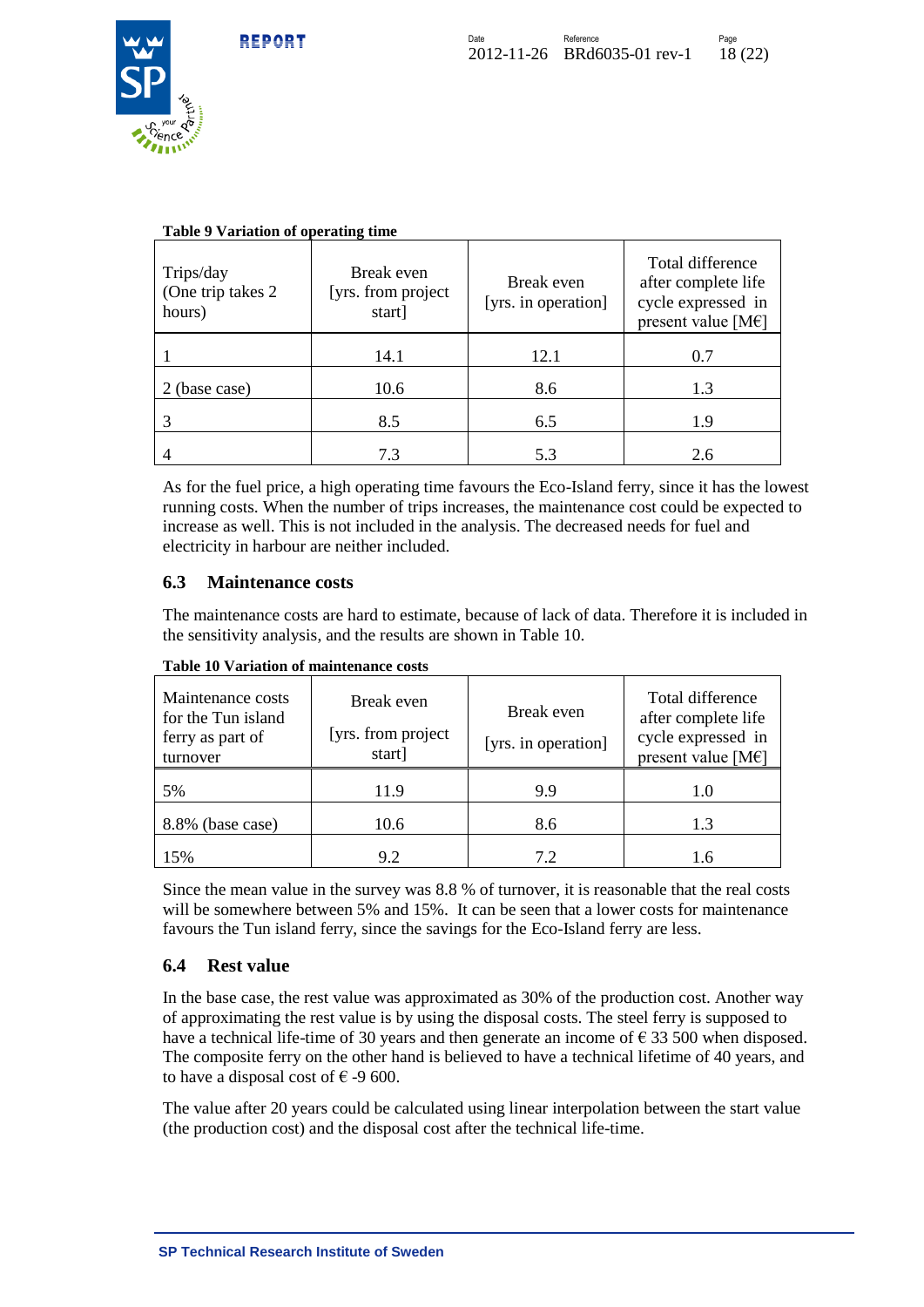**Table 9 Variation of operating time**

| Trips/day (One trip takes 2 hours) | Break even [yrs. from project start] | Break even [yrs. in operation] | Total difference after complete life cycle expressed in present value [M€] |
|---|---|---|---|
| 1 | 14.1 | 12.1 | 0.7 |
| 2 (base case) | 10.6 | 8.6 | 1.3 |
| 3 | 8.5 | 6.5 | 1.9 |
| 4 | 7.3 | 5.3 | 2.6 |

As for the fuel price, a high operating time favours the Eco-Island ferry, since it has the lowest running costs. When the number of trips increases, the maintenance cost could be expected to increase as well. This is not included in the analysis. The decreased needs for fuel and electricity in harbour are neither included.

## 6.3 Maintenance costs

The maintenance costs are hard to estimate, because of lack of data. Therefore it is included in the sensitivity analysis, and the results are shown in Table 10.

**Table 10 Variation of maintenance costs**

| Maintenance costs for the Tun island ferry as part of turnover | Break even [yrs. from project start] | Break even [yrs. in operation] | Total difference after complete life cycle expressed in present value [M€] |
|---|---|---|---|
| 5% | 11.9 | 9.9 | 1.0 |
| 8.8% (base case) | 10.6 | 8.6 | 1.3 |
| 15% | 9.2 | 7.2 | 1.6 |

Since the mean value in the survey was 8.8 % of turnover, it is reasonable that the real costs will be somewhere between 5% and 15%. It can be seen that a lower costs for maintenance favours the Tun island ferry, since the savings for the Eco-Island ferry are less.

## 6.4 Rest value

In the base case, the rest value was approximated as 30% of the production cost. Another way of approximating the rest value is by using the disposal costs. The steel ferry is supposed to have a technical life-time of 30 years and then generate an income of € 33 500 when disposed. The composite ferry on the other hand is believed to have a technical lifetime of 40 years, and to have a disposal cost of € -9 600.

The value after 20 years could be calculated using linear interpolation between the start value (the production cost) and the disposal cost after the technical life-time.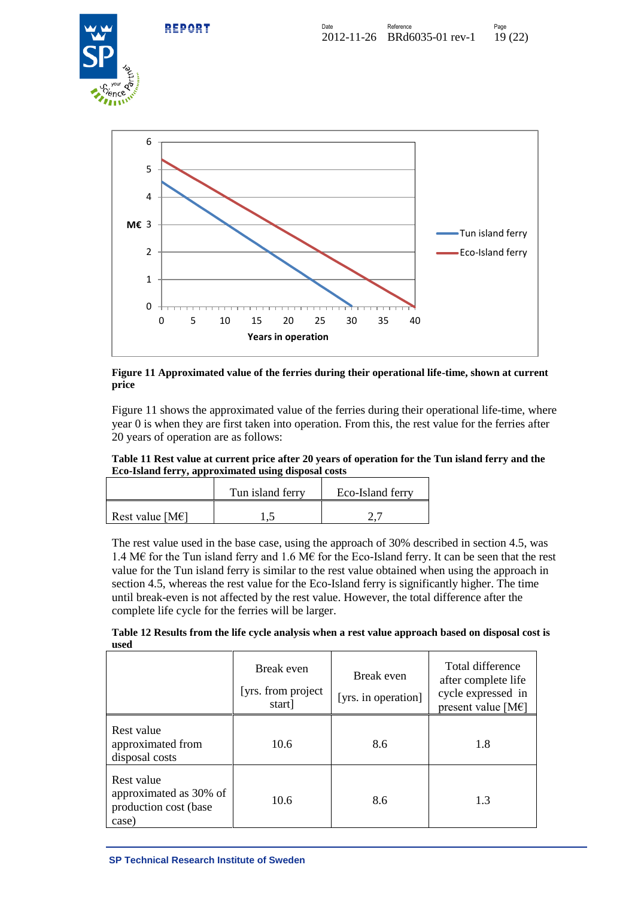**Figure 11 Approximated value of the ferries during their operational life-time, shown at current price**

Figure 11 shows the approximated value of the ferries during their operational life-time, where year 0 is when they are first taken into operation. From this, the rest value for the ferries after 20 years of operation are as follows:

**Table 11 Rest value at current price after 20 years of operation for the Tun island ferry and the Eco-Island ferry, approximated using disposal costs**

| | Tun island ferry | Eco-Island ferry |
|---|---|---|
| Rest value [M€] | 1,5 | 2,7 |

The rest value used in the base case, using the approach of 30% described in section 4.5, was 1.4 M€ for the Tun island ferry and 1.6 M€ for the Eco-Island ferry. It can be seen that the rest value for the Tun island ferry is similar to the rest value obtained when using the approach in section 4.5, whereas the rest value for the Eco-Island ferry is significantly higher. The time until break-even is not affected by the rest value. However, the total difference after the complete life cycle for the ferries will be larger.

**Table 12 Results from the life cycle analysis when a rest value approach based on disposal cost is used**

| | Break even [yrs. from project start] | Break even [yrs. in operation] | Total difference after complete life cycle expressed in present value [M€] |
|---|---|---|---|
| Rest value approximated from disposal costs | 10.6 | 8.6 | 1.8 |
| Rest value approximated as 30% of production cost (base case) | 10.6 | 8.6 | 1.3 |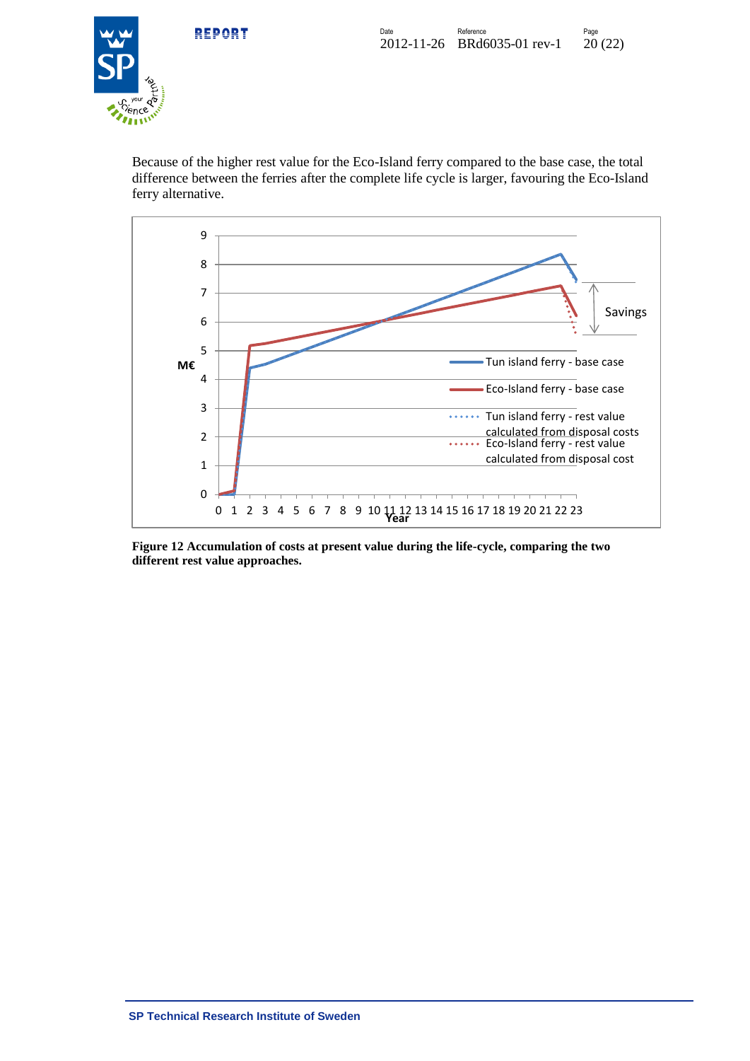Because of the higher rest value for the Eco-Island ferry compared to the base case, the total difference between the ferries after the complete life cycle is larger, favouring the Eco-Island ferry alternative.

**Figure 12 Accumulation of costs at present value during the life-cycle, comparing the two different rest value approaches.**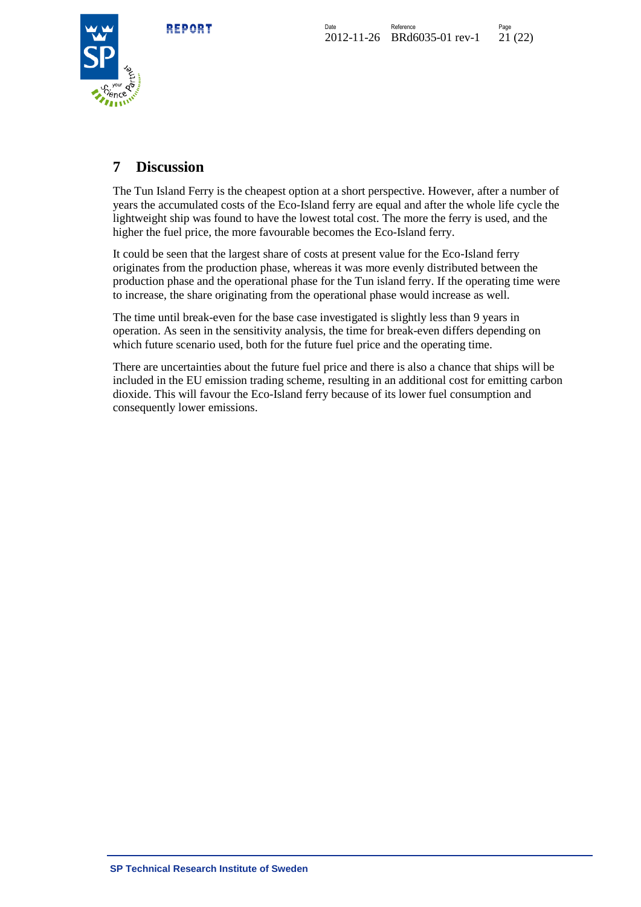# 7 Discussion

The Tun Island Ferry is the cheapest option at a short perspective. However, after a number of years the accumulated costs of the Eco-Island ferry are equal and after the whole life cycle the lightweight ship was found to have the lowest total cost. The more the ferry is used, and the higher the fuel price, the more favourable becomes the Eco-Island ferry.

It could be seen that the largest share of costs at present value for the Eco-Island ferry originates from the production phase, whereas it was more evenly distributed between the production phase and the operational phase for the Tun island ferry. If the operating time were to increase, the share originating from the operational phase would increase as well.

The time until break-even for the base case investigated is slightly less than 9 years in operation. As seen in the sensitivity analysis, the time for break-even differs depending on which future scenario used, both for the future fuel price and the operating time.

There are uncertainties about the future fuel price and there is also a chance that ships will be included in the EU emission trading scheme, resulting in an additional cost for emitting carbon dioxide. This will favour the Eco-Island ferry because of its lower fuel consumption and consequently lower emissions.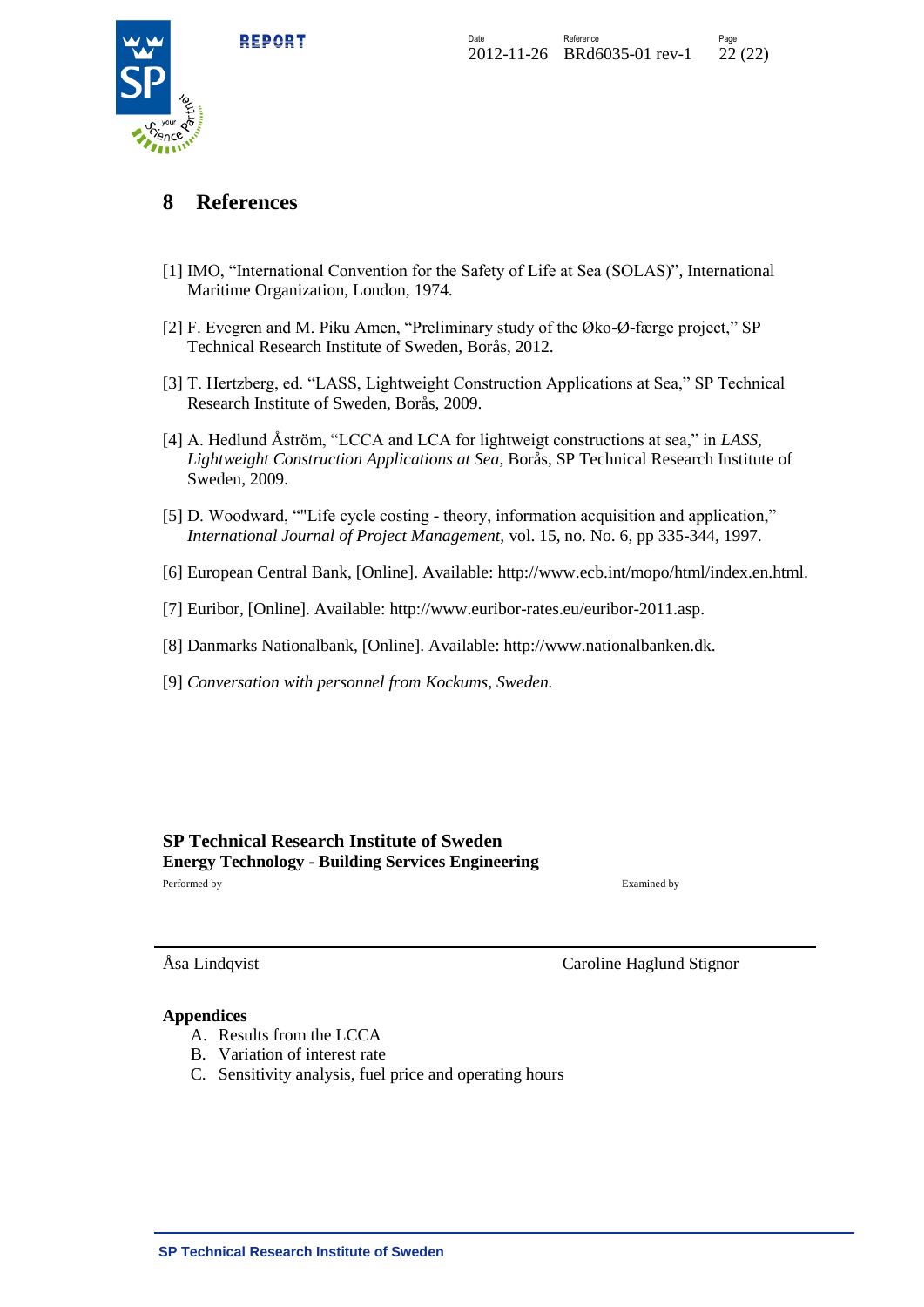## 8 References

[1] IMO, "International Convention for the Safety of Life at Sea (SOLAS)", International Maritime Organization, London, 1974.

[2] F. Evegren and M. Piku Amen, "Preliminary study of the Øko-Ø-færge project," SP Technical Research Institute of Sweden, Borås, 2012.

[3] T. Hertzberg, ed. "LASS, Lightweight Construction Applications at Sea," SP Technical Research Institute of Sweden, Borås, 2009.

[4] A. Hedlund Åström, "LCCA and LCA for lightweigt constructions at sea," in *LASS, Lightweight Construction Applications at Sea*, Borås, SP Technical Research Institute of Sweden, 2009.

[5] D. Woodward, ""Life cycle costing - theory, information acquisition and application," *International Journal of Project Management,* vol. 15, no. No. 6, pp 335-344, 1997.

[6] European Central Bank, [Online]. Available: http://www.ecb.int/mopo/html/index.en.html.

[7] Euribor, [Online]. Available: http://www.euribor-rates.eu/euribor-2011.asp.

[8] Danmarks Nationalbank, [Online]. Available: http://www.nationalbanken.dk.

[9] *Conversation with personnel from Kockums, Sweden.*

**SP Technical Research Institute of Sweden**
**Energy Technology - Building Services Engineering**

| Performed by | Examined by |
|---|---|
| Åsa Lindqvist | Caroline Haglund Stignor |

**Appendices**

A. Results from the LCCA
B. Variation of interest rate
C. Sensitivity analysis, fuel price and operating hours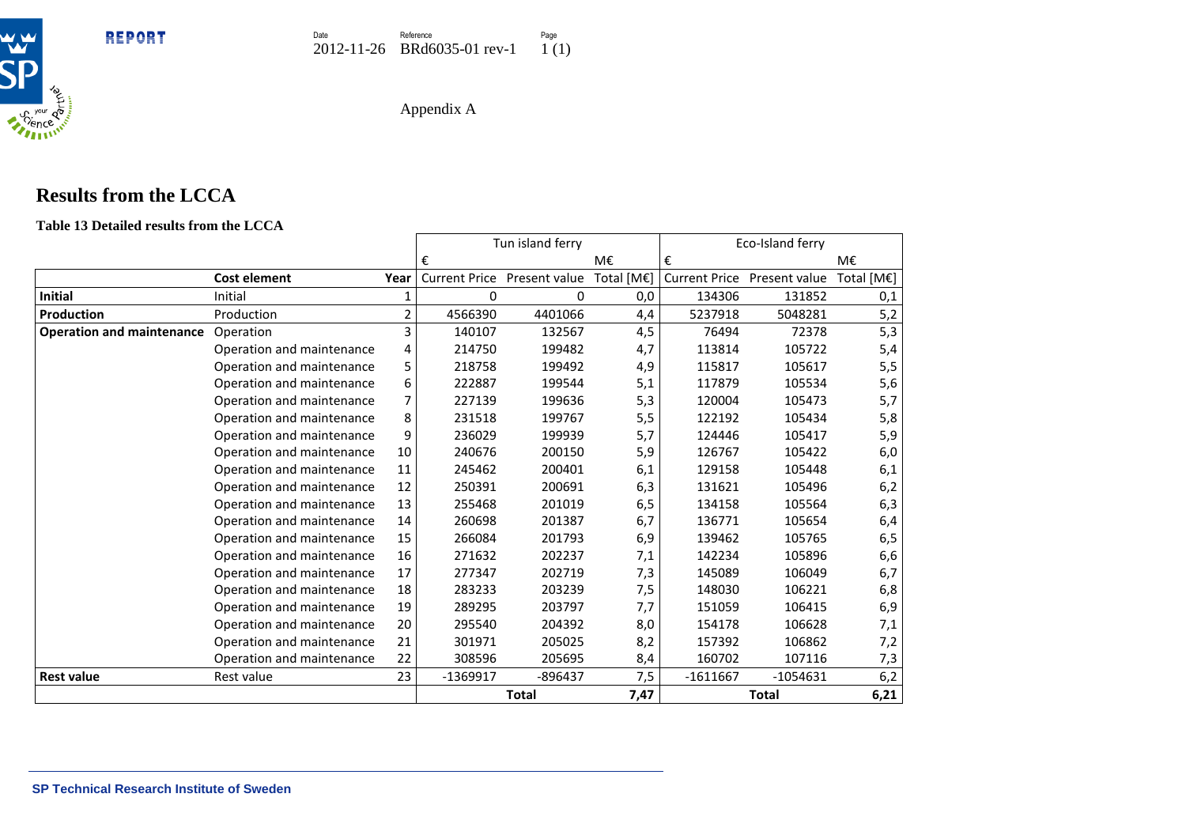Appendix A

# Results from the LCCA

**Table 13 Detailed results from the LCCA**

| | | | Tun island ferry | | | Eco-Island ferry | | |
|---|---|---|---|---|---|---|---|---|
| | | | € | | M€ | € | | M€ |
| | **Cost element** | **Year** | Current Price | Present value | Total [M€] | Current Price | Present value | Total [M€] |
| **Initial** | Initial | 1 | 0 | 0 | 0,0 | 134306 | 131852 | 0,1 |
| **Production** | Production | 2 | 4566390 | 4401066 | 4,4 | 5237918 | 5048281 | 5,2 |
| **Operation and maintenance** | Operation | 3 | 140107 | 132567 | 4,5 | 76494 | 72378 | 5,3 |
| | Operation and maintenance | 4 | 214750 | 199482 | 4,7 | 113814 | 105722 | 5,4 |
| | Operation and maintenance | 5 | 218758 | 199492 | 4,9 | 115817 | 105617 | 5,5 |
| | Operation and maintenance | 6 | 222887 | 199544 | 5,1 | 117879 | 105534 | 5,6 |
| | Operation and maintenance | 7 | 227139 | 199636 | 5,3 | 120004 | 105473 | 5,7 |
| | Operation and maintenance | 8 | 231518 | 199767 | 5,5 | 122192 | 105434 | 5,8 |
| | Operation and maintenance | 9 | 236029 | 199939 | 5,7 | 124446 | 105417 | 5,9 |
| | Operation and maintenance | 10 | 240676 | 200150 | 5,9 | 126767 | 105422 | 6,0 |
| | Operation and maintenance | 11 | 245462 | 200401 | 6,1 | 129158 | 105448 | 6,1 |
| | Operation and maintenance | 12 | 250391 | 200691 | 6,3 | 131621 | 105496 | 6,2 |
| | Operation and maintenance | 13 | 255468 | 201019 | 6,5 | 134158 | 105564 | 6,3 |
| | Operation and maintenance | 14 | 260698 | 201387 | 6,7 | 136771 | 105654 | 6,4 |
| | Operation and maintenance | 15 | 266084 | 201793 | 6,9 | 139462 | 105765 | 6,5 |
| | Operation and maintenance | 16 | 271632 | 202237 | 7,1 | 142234 | 105896 | 6,6 |
| | Operation and maintenance | 17 | 277347 | 202719 | 7,3 | 145089 | 106049 | 6,7 |
| | Operation and maintenance | 18 | 283233 | 203239 | 7,5 | 148030 | 106221 | 6,8 |
| | Operation and maintenance | 19 | 289295 | 203797 | 7,7 | 151059 | 106415 | 6,9 |
| | Operation and maintenance | 20 | 295540 | 204392 | 8,0 | 154178 | 106628 | 7,1 |
| | Operation and maintenance | 21 | 301971 | 205025 | 8,2 | 157392 | 106862 | 7,2 |
| | Operation and maintenance | 22 | 308596 | 205695 | 8,4 | 160702 | 107116 | 7,3 |
| **Rest value** | Rest value | 23 | -1369917 | -896437 | 7,5 | -1611667 | -1054631 | 6,2 |
| | | | | **Total** | **7,47** | | **Total** | **6,21** |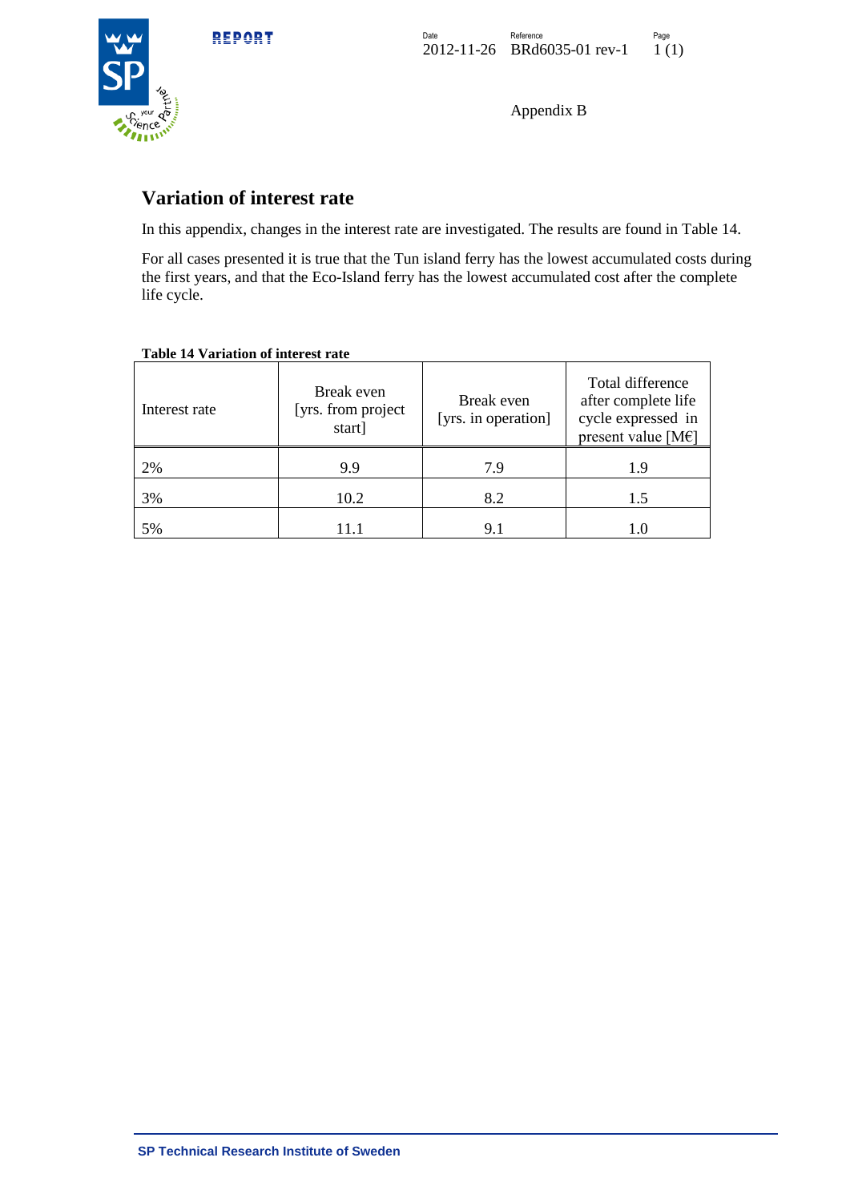Appendix B

## Variation of interest rate

In this appendix, changes in the interest rate are investigated. The results are found in Table 14.

For all cases presented it is true that the Tun island ferry has the lowest accumulated costs during the first years, and that the Eco-Island ferry has the lowest accumulated cost after the complete life cycle.

**Table 14 Variation of interest rate**

| Interest rate | Break even [yrs. from project start] | Break even [yrs. in operation] | Total difference after complete life cycle expressed in present value [M€] |
|---|---|---|---|
| 2% | 9.9 | 7.9 | 1.9 |
| 3% | 10.2 | 8.2 | 1.5 |
| 5% | 11.1 | 9.1 | 1.0 |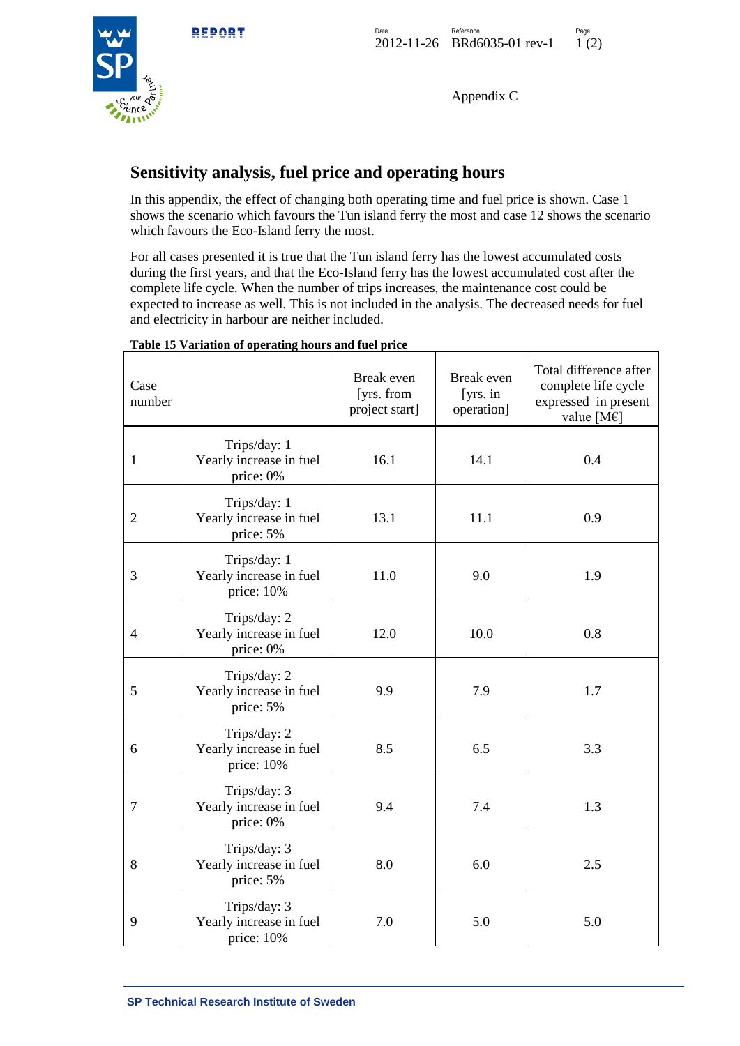Appendix C

## Sensitivity analysis, fuel price and operating hours

In this appendix, the effect of changing both operating time and fuel price is shown. Case 1 shows the scenario which favours the Tun island ferry the most and case 12 shows the scenario which favours the Eco-Island ferry the most.

For all cases presented it is true that the Tun island ferry has the lowest accumulated costs during the first years, and that the Eco-Island ferry has the lowest accumulated cost after the complete life cycle. When the number of trips increases, the maintenance cost could be expected to increase as well. This is not included in the analysis. The decreased needs for fuel and electricity in harbour are neither included.

**Table 15 Variation of operating hours and fuel price**

| Case number | | Break even [yrs. from project start] | Break even [yrs. in operation] | Total difference after complete life cycle expressed in present value [M€] |
|---|---|---|---|---|
| 1 | Trips/day: 1 Yearly increase in fuel price: 0% | 16.1 | 14.1 | 0.4 |
| 2 | Trips/day: 1 Yearly increase in fuel price: 5% | 13.1 | 11.1 | 0.9 |
| 3 | Trips/day: 1 Yearly increase in fuel price: 10% | 11.0 | 9.0 | 1.9 |
| 4 | Trips/day: 2 Yearly increase in fuel price: 0% | 12.0 | 10.0 | 0.8 |
| 5 | Trips/day: 2 Yearly increase in fuel price: 5% | 9.9 | 7.9 | 1.7 |
| 6 | Trips/day: 2 Yearly increase in fuel price: 10% | 8.5 | 6.5 | 3.3 |
| 7 | Trips/day: 3 Yearly increase in fuel price: 0% | 9.4 | 7.4 | 1.3 |
| 8 | Trips/day: 3 Yearly increase in fuel price: 5% | 8.0 | 6.0 | 2.5 |
| 9 | Trips/day: 3 Yearly increase in fuel price: 10% | 7.0 | 5.0 | 5.0 |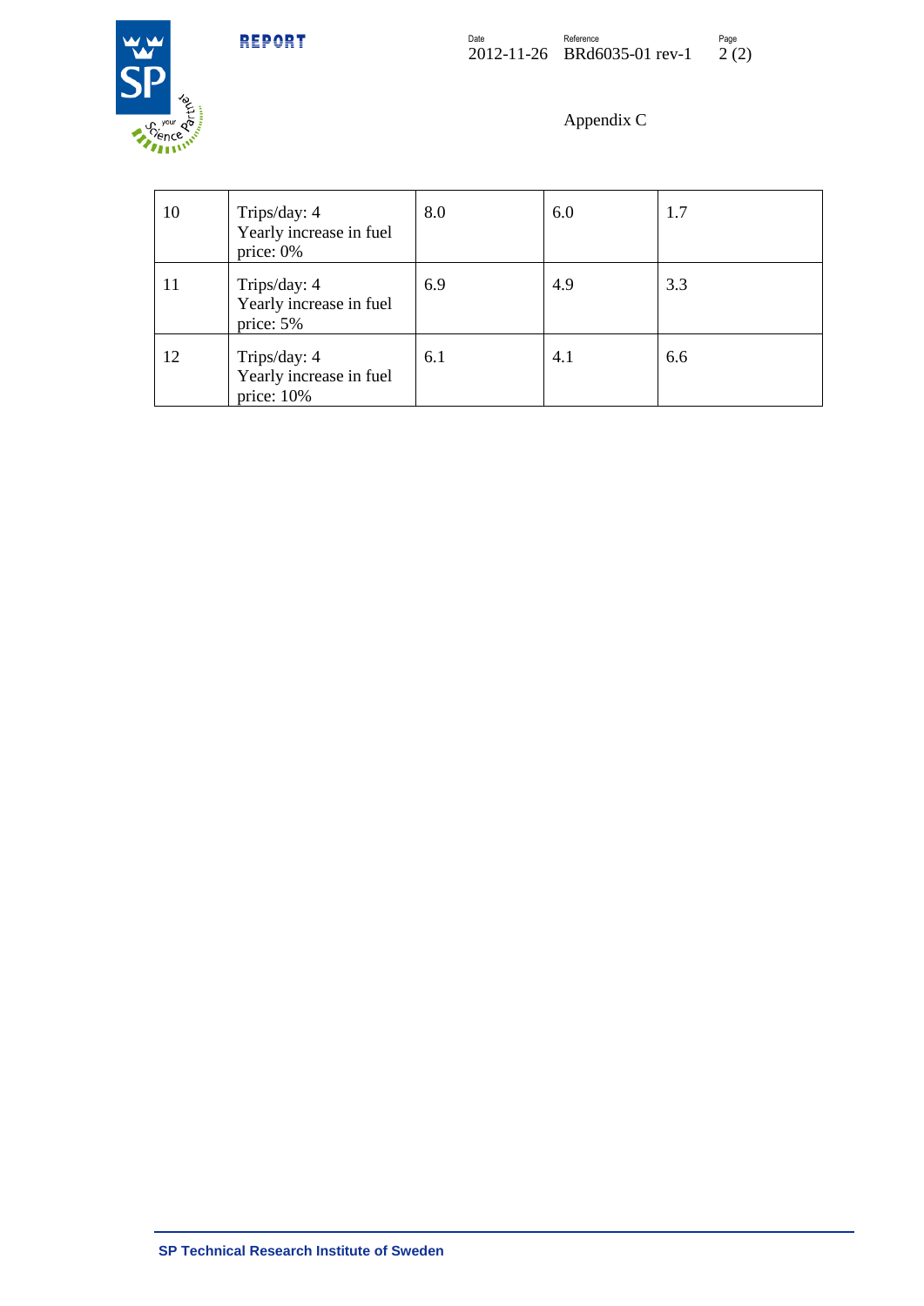Appendix C

| | | | | |
|---|---|---|---|---|
| 10 | Trips/day: 4<br>Yearly increase in fuel price: 0% | 8.0 | 6.0 | 1.7 |
| 11 | Trips/day: 4<br>Yearly increase in fuel price: 5% | 6.9 | 4.9 | 3.3 |
| 12 | Trips/day: 4<br>Yearly increase in fuel price: 10% | 6.1 | 4.1 | 6.6 |